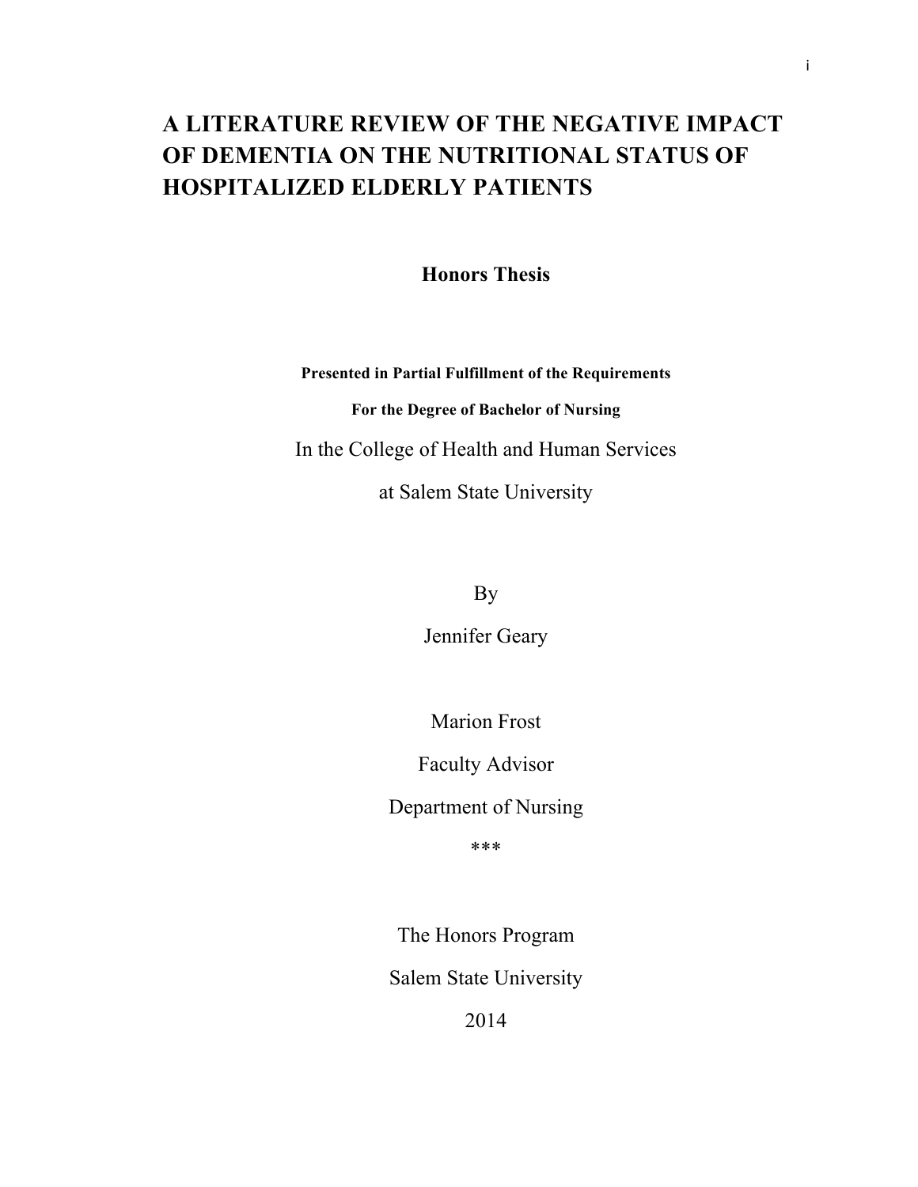# A LITERATURE REVIEW OF THE NEGATIVE IMPACT OF DEMENTIA ON THE NUTRITIONAL STATUS OF HOSPITALIZED ELDERLY PATIENTS

**Honors Thesis**

**Presented in Partial Fulfillment of the Requirements**

**For the Degree of Bachelor of Nursing**

In the College of Health and Human Services

at Salem State University

By

Jennifer Geary

Marion Frost

Faculty Advisor

Department of Nursing

***

The Honors Program

Salem State University

2014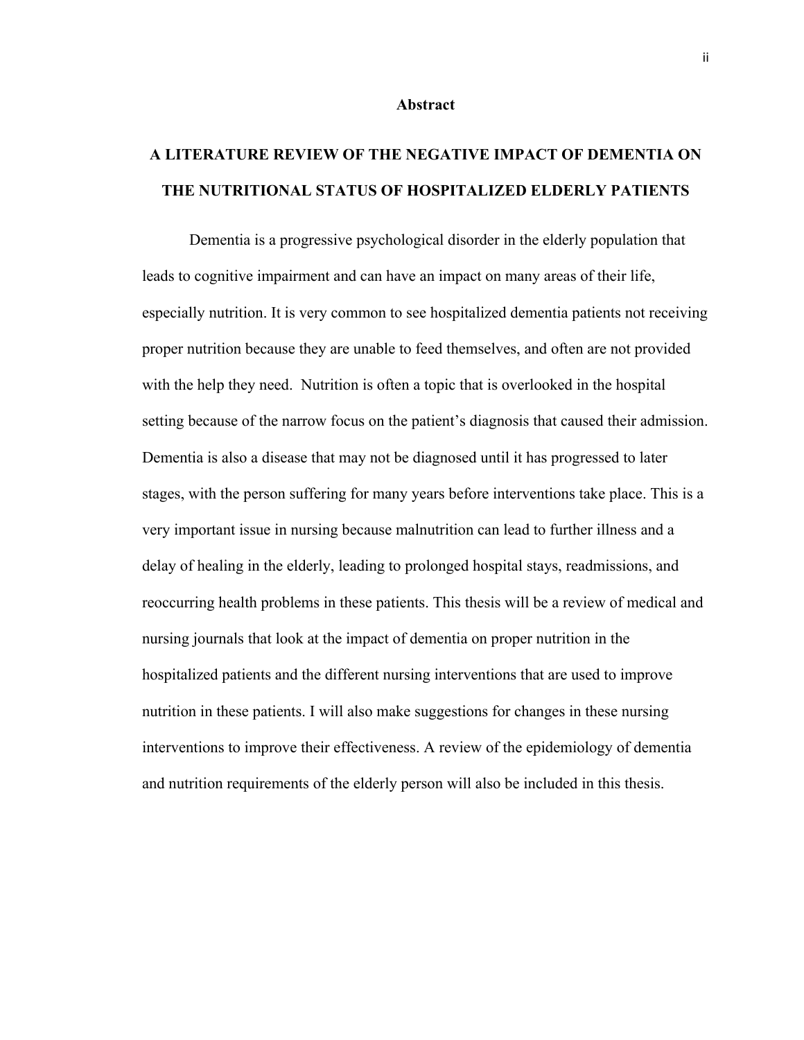## Abstract

### A LITERATURE REVIEW OF THE NEGATIVE IMPACT OF DEMENTIA ON THE NUTRITIONAL STATUS OF HOSPITALIZED ELDERLY PATIENTS

Dementia is a progressive psychological disorder in the elderly population that leads to cognitive impairment and can have an impact on many areas of their life, especially nutrition. It is very common to see hospitalized dementia patients not receiving proper nutrition because they are unable to feed themselves, and often are not provided with the help they need. Nutrition is often a topic that is overlooked in the hospital setting because of the narrow focus on the patient's diagnosis that caused their admission. Dementia is also a disease that may not be diagnosed until it has progressed to later stages, with the person suffering for many years before interventions take place. This is a very important issue in nursing because malnutrition can lead to further illness and a delay of healing in the elderly, leading to prolonged hospital stays, readmissions, and reoccurring health problems in these patients. This thesis will be a review of medical and nursing journals that look at the impact of dementia on proper nutrition in the hospitalized patients and the different nursing interventions that are used to improve nutrition in these patients. I will also make suggestions for changes in these nursing interventions to improve their effectiveness. A review of the epidemiology of dementia and nutrition requirements of the elderly person will also be included in this thesis.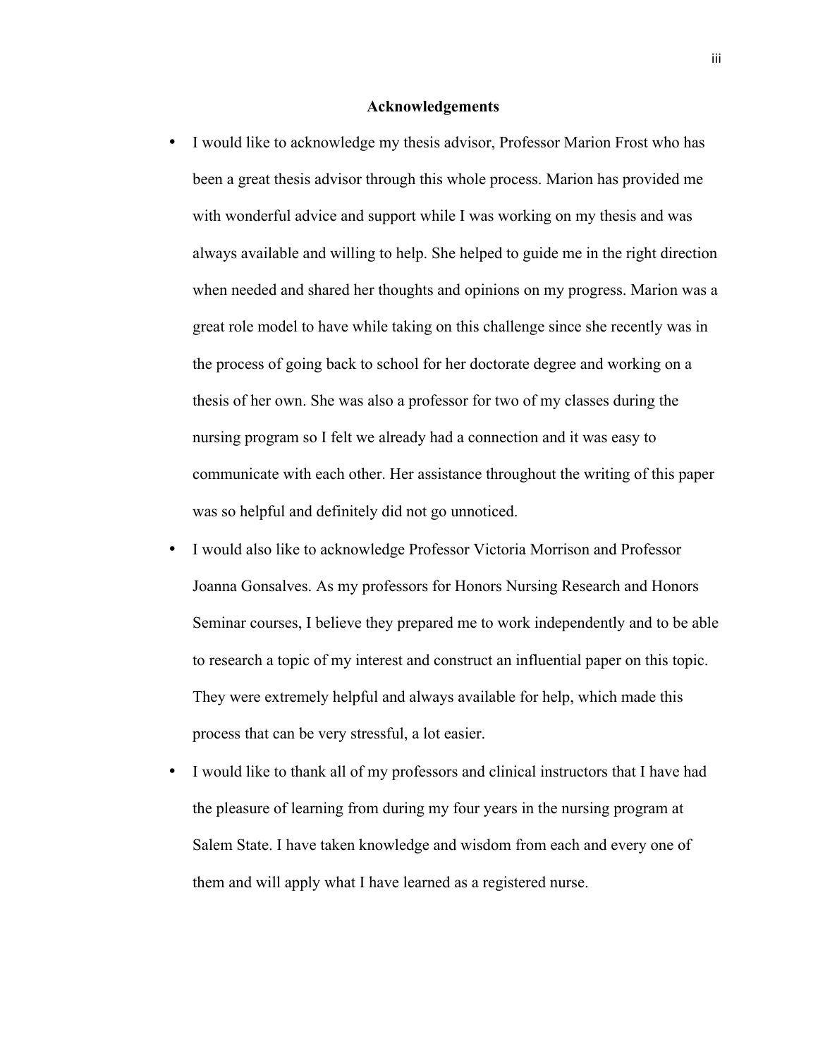## Acknowledgements

- I would like to acknowledge my thesis advisor, Professor Marion Frost who has been a great thesis advisor through this whole process. Marion has provided me with wonderful advice and support while I was working on my thesis and was always available and willing to help. She helped to guide me in the right direction when needed and shared her thoughts and opinions on my progress. Marion was a great role model to have while taking on this challenge since she recently was in the process of going back to school for her doctorate degree and working on a thesis of her own. She was also a professor for two of my classes during the nursing program so I felt we already had a connection and it was easy to communicate with each other. Her assistance throughout the writing of this paper was so helpful and definitely did not go unnoticed.
- I would also like to acknowledge Professor Victoria Morrison and Professor Joanna Gonsalves. As my professors for Honors Nursing Research and Honors Seminar courses, I believe they prepared me to work independently and to be able to research a topic of my interest and construct an influential paper on this topic. They were extremely helpful and always available for help, which made this process that can be very stressful, a lot easier.
- I would like to thank all of my professors and clinical instructors that I have had the pleasure of learning from during my four years in the nursing program at Salem State. I have taken knowledge and wisdom from each and every one of them and will apply what I have learned as a registered nurse.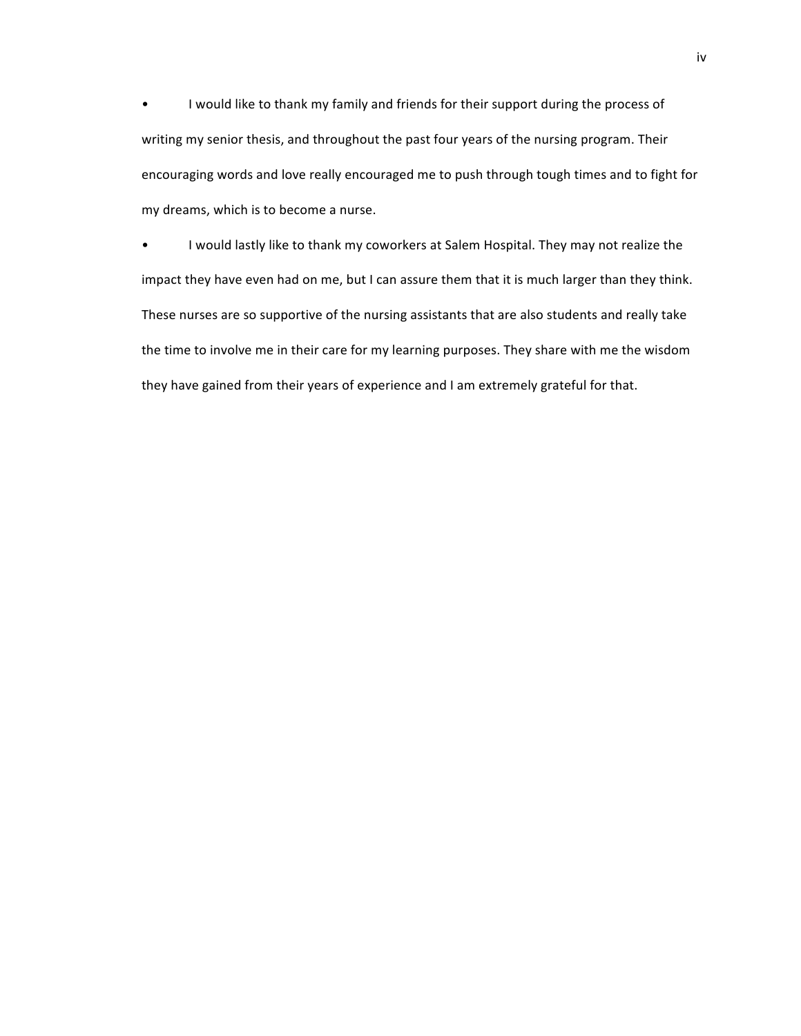- I would like to thank my family and friends for their support during the process of writing my senior thesis, and throughout the past four years of the nursing program. Their encouraging words and love really encouraged me to push through tough times and to fight for my dreams, which is to become a nurse.
- I would lastly like to thank my coworkers at Salem Hospital. They may not realize the impact they have even had on me, but I can assure them that it is much larger than they think. These nurses are so supportive of the nursing assistants that are also students and really take the time to involve me in their care for my learning purposes. They share with me the wisdom they have gained from their years of experience and I am extremely grateful for that.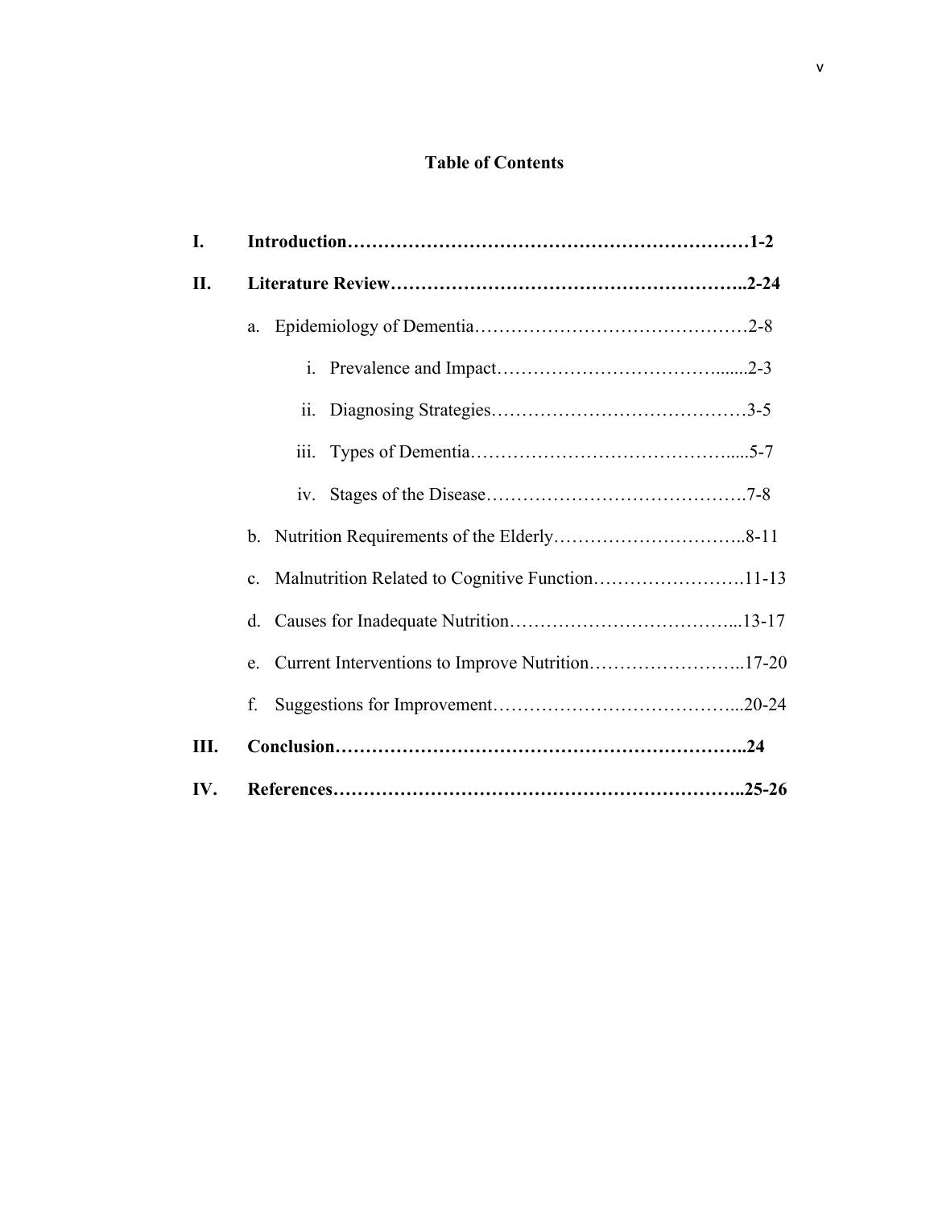## Table of Contents

I. **Introduction……………………………………………………………1-2**

II. **Literature Review…………………………………………………..2-24**

   a. Epidemiology of Dementia………………………………………2-8

      i. Prevalence and Impact……………………………….......2-3

      ii. Diagnosing Strategies……………………………………3-5

      iii. Types of Dementia……………………………………......5-7

      iv. Stages of the Disease…………………………………….7-8

   b. Nutrition Requirements of the Elderly…………………………..8-11

   c. Malnutrition Related to Cognitive Function…………………….11-13

   d. Causes for Inadequate Nutrition………………………………...13-17

   e. Current Interventions to Improve Nutrition……………………..17-20

   f. Suggestions for Improvement…………………………………...20-24

III. **Conclusion…………………………………………………………..24**

IV. **References…………………………………………………………..25-26**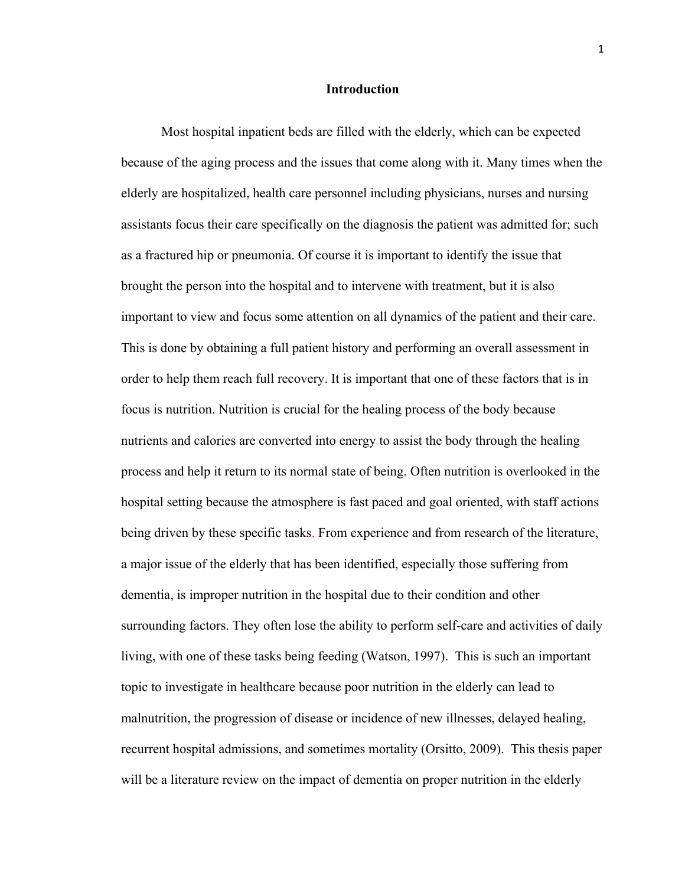# Introduction

Most hospital inpatient beds are filled with the elderly, which can be expected because of the aging process and the issues that come along with it. Many times when the elderly are hospitalized, health care personnel including physicians, nurses and nursing assistants focus their care specifically on the diagnosis the patient was admitted for; such as a fractured hip or pneumonia. Of course it is important to identify the issue that brought the person into the hospital and to intervene with treatment, but it is also important to view and focus some attention on all dynamics of the patient and their care. This is done by obtaining a full patient history and performing an overall assessment in order to help them reach full recovery. It is important that one of these factors that is in focus is nutrition. Nutrition is crucial for the healing process of the body because nutrients and calories are converted into energy to assist the body through the healing process and help it return to its normal state of being. Often nutrition is overlooked in the hospital setting because the atmosphere is fast paced and goal oriented, with staff actions being driven by these specific tasks. From experience and from research of the literature, a major issue of the elderly that has been identified, especially those suffering from dementia, is improper nutrition in the hospital due to their condition and other surrounding factors. They often lose the ability to perform self-care and activities of daily living, with one of these tasks being feeding (Watson, 1997). This is such an important topic to investigate in healthcare because poor nutrition in the elderly can lead to malnutrition, the progression of disease or incidence of new illnesses, delayed healing, recurrent hospital admissions, and sometimes mortality (Orsitto, 2009). This thesis paper will be a literature review on the impact of dementia on proper nutrition in the elderly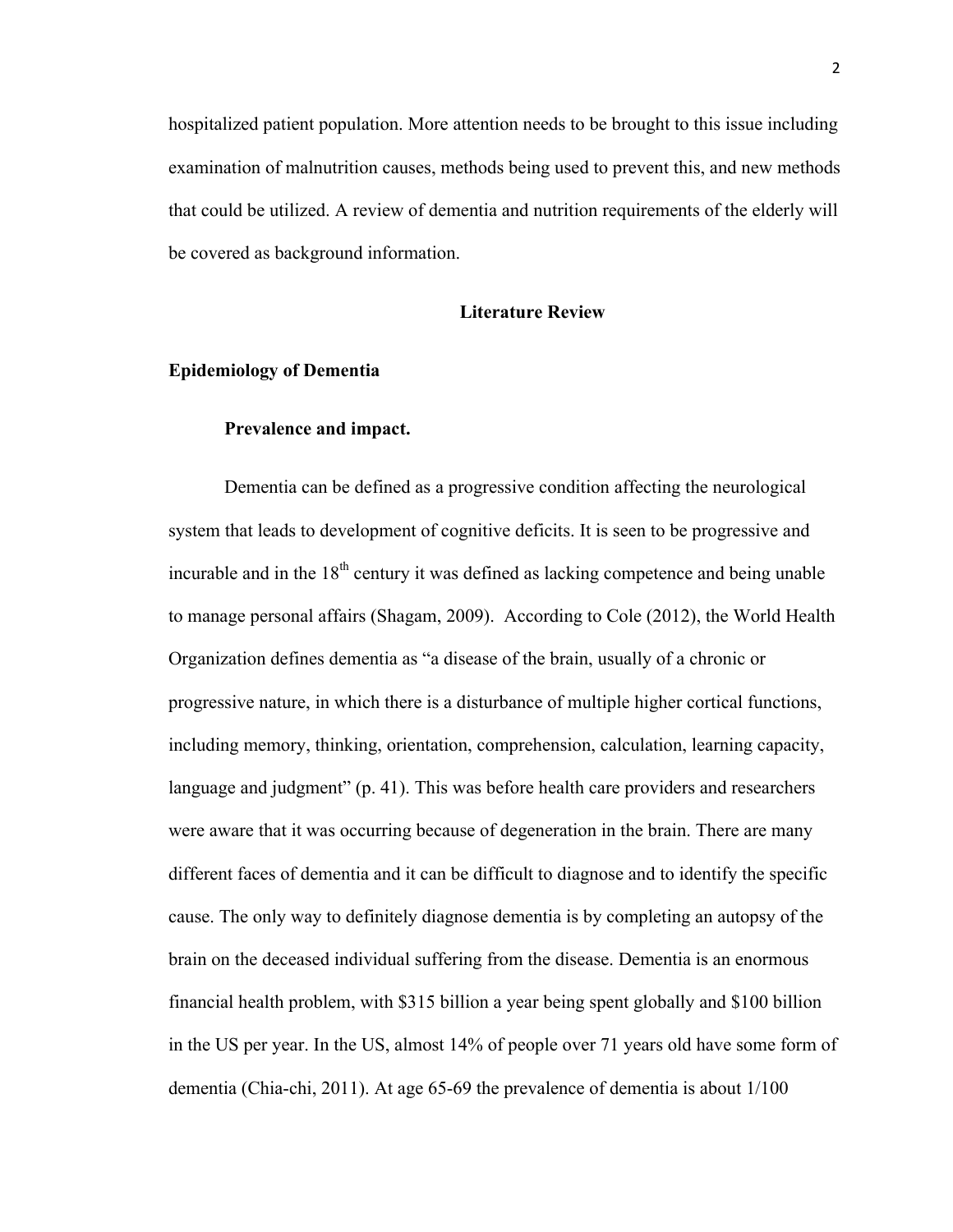hospitalized patient population. More attention needs to be brought to this issue including examination of malnutrition causes, methods being used to prevent this, and new methods that could be utilized. A review of dementia and nutrition requirements of the elderly will be covered as background information.

## Literature Review

### Epidemiology of Dementia

#### Prevalence and impact.

Dementia can be defined as a progressive condition affecting the neurological system that leads to development of cognitive deficits. It is seen to be progressive and incurable and in the 18th century it was defined as lacking competence and being unable to manage personal affairs (Shagam, 2009). According to Cole (2012), the World Health Organization defines dementia as "a disease of the brain, usually of a chronic or progressive nature, in which there is a disturbance of multiple higher cortical functions, including memory, thinking, orientation, comprehension, calculation, learning capacity, language and judgment" (p. 41). This was before health care providers and researchers were aware that it was occurring because of degeneration in the brain. There are many different faces of dementia and it can be difficult to diagnose and to identify the specific cause. The only way to definitely diagnose dementia is by completing an autopsy of the brain on the deceased individual suffering from the disease. Dementia is an enormous financial health problem, with $315 billion a year being spent globally and $100 billion in the US per year. In the US, almost 14% of people over 71 years old have some form of dementia (Chia-chi, 2011). At age 65-69 the prevalence of dementia is about 1/100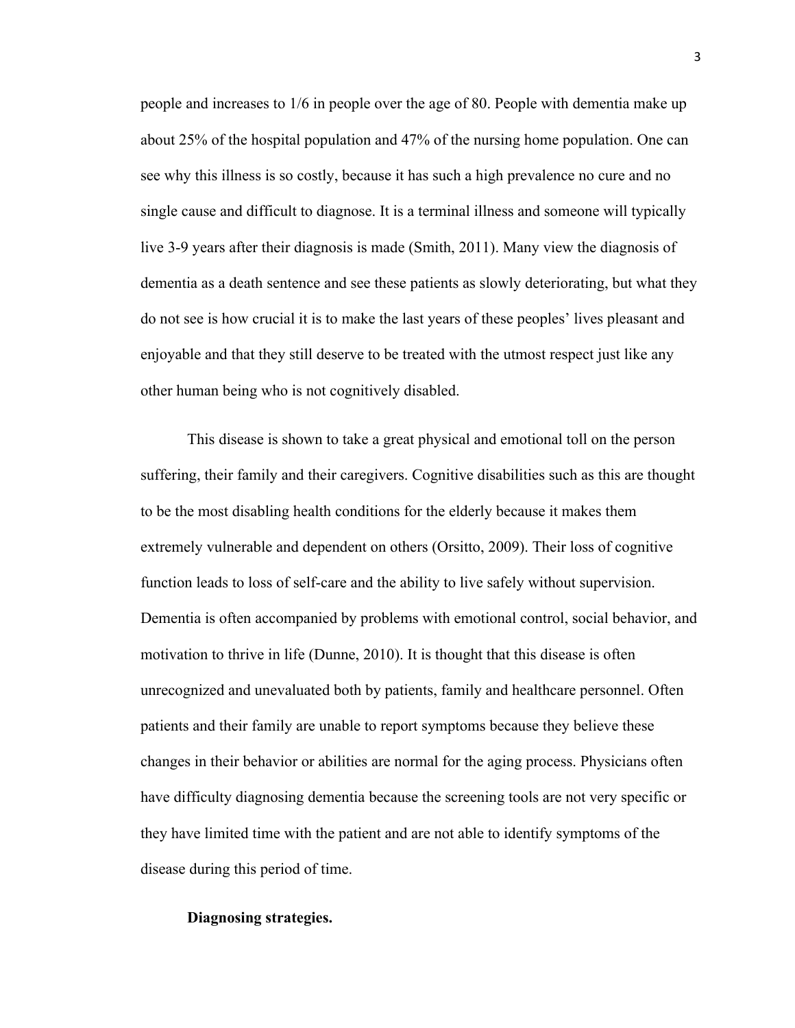people and increases to 1/6 in people over the age of 80. People with dementia make up about 25% of the hospital population and 47% of the nursing home population. One can see why this illness is so costly, because it has such a high prevalence no cure and no single cause and difficult to diagnose. It is a terminal illness and someone will typically live 3-9 years after their diagnosis is made (Smith, 2011). Many view the diagnosis of dementia as a death sentence and see these patients as slowly deteriorating, but what they do not see is how crucial it is to make the last years of these peoples' lives pleasant and enjoyable and that they still deserve to be treated with the utmost respect just like any other human being who is not cognitively disabled.

This disease is shown to take a great physical and emotional toll on the person suffering, their family and their caregivers. Cognitive disabilities such as this are thought to be the most disabling health conditions for the elderly because it makes them extremely vulnerable and dependent on others (Orsitto, 2009). Their loss of cognitive function leads to loss of self-care and the ability to live safely without supervision. Dementia is often accompanied by problems with emotional control, social behavior, and motivation to thrive in life (Dunne, 2010). It is thought that this disease is often unrecognized and unevaluated both by patients, family and healthcare personnel. Often patients and their family are unable to report symptoms because they believe these changes in their behavior or abilities are normal for the aging process. Physicians often have difficulty diagnosing dementia because the screening tools are not very specific or they have limited time with the patient and are not able to identify symptoms of the disease during this period of time.

**Diagnosing strategies.**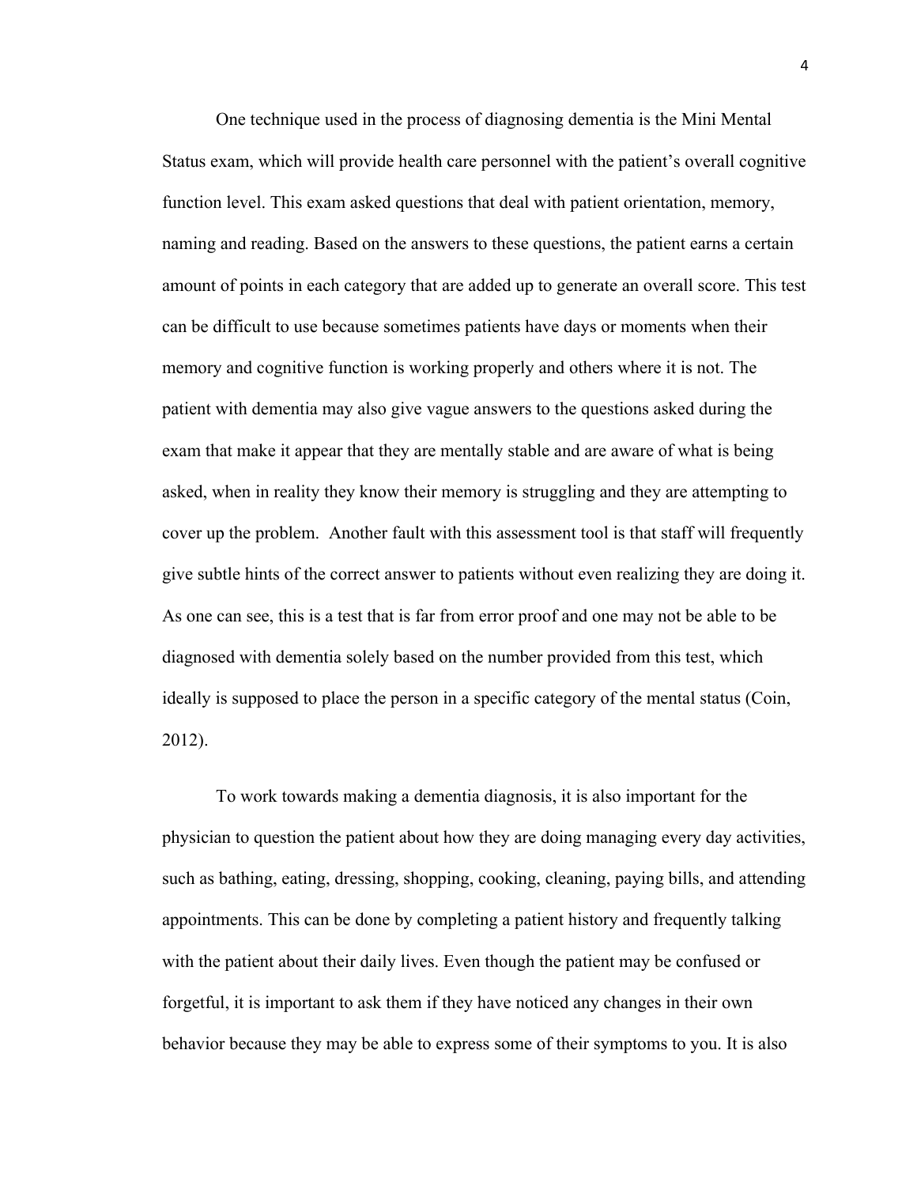One technique used in the process of diagnosing dementia is the Mini Mental Status exam, which will provide health care personnel with the patient's overall cognitive function level. This exam asked questions that deal with patient orientation, memory, naming and reading. Based on the answers to these questions, the patient earns a certain amount of points in each category that are added up to generate an overall score. This test can be difficult to use because sometimes patients have days or moments when their memory and cognitive function is working properly and others where it is not. The patient with dementia may also give vague answers to the questions asked during the exam that make it appear that they are mentally stable and are aware of what is being asked, when in reality they know their memory is struggling and they are attempting to cover up the problem. Another fault with this assessment tool is that staff will frequently give subtle hints of the correct answer to patients without even realizing they are doing it. As one can see, this is a test that is far from error proof and one may not be able to be diagnosed with dementia solely based on the number provided from this test, which ideally is supposed to place the person in a specific category of the mental status (Coin, 2012).

To work towards making a dementia diagnosis, it is also important for the physician to question the patient about how they are doing managing every day activities, such as bathing, eating, dressing, shopping, cooking, cleaning, paying bills, and attending appointments. This can be done by completing a patient history and frequently talking with the patient about their daily lives. Even though the patient may be confused or forgetful, it is important to ask them if they have noticed any changes in their own behavior because they may be able to express some of their symptoms to you. It is also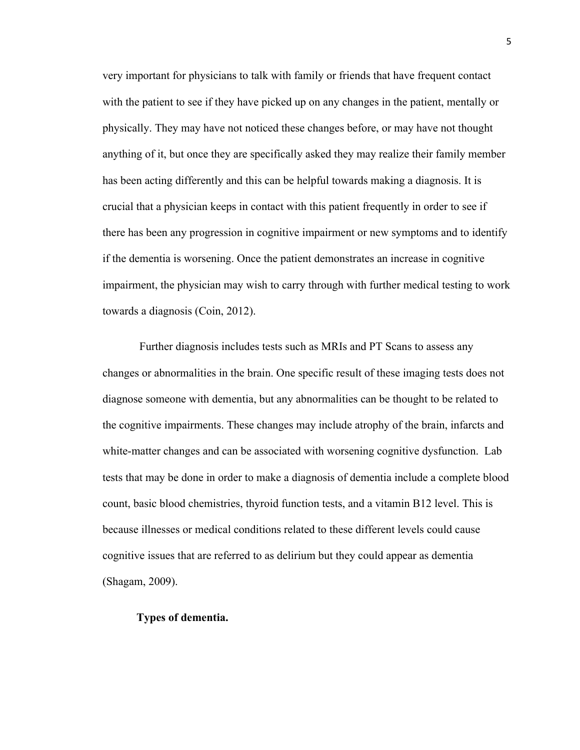very important for physicians to talk with family or friends that have frequent contact with the patient to see if they have picked up on any changes in the patient, mentally or physically. They may have not noticed these changes before, or may have not thought anything of it, but once they are specifically asked they may realize their family member has been acting differently and this can be helpful towards making a diagnosis. It is crucial that a physician keeps in contact with this patient frequently in order to see if there has been any progression in cognitive impairment or new symptoms and to identify if the dementia is worsening. Once the patient demonstrates an increase in cognitive impairment, the physician may wish to carry through with further medical testing to work towards a diagnosis (Coin, 2012).

Further diagnosis includes tests such as MRIs and PT Scans to assess any changes or abnormalities in the brain. One specific result of these imaging tests does not diagnose someone with dementia, but any abnormalities can be thought to be related to the cognitive impairments. These changes may include atrophy of the brain, infarcts and white-matter changes and can be associated with worsening cognitive dysfunction. Lab tests that may be done in order to make a diagnosis of dementia include a complete blood count, basic blood chemistries, thyroid function tests, and a vitamin B12 level. This is because illnesses or medical conditions related to these different levels could cause cognitive issues that are referred to as delirium but they could appear as dementia (Shagam, 2009).

**Types of dementia.**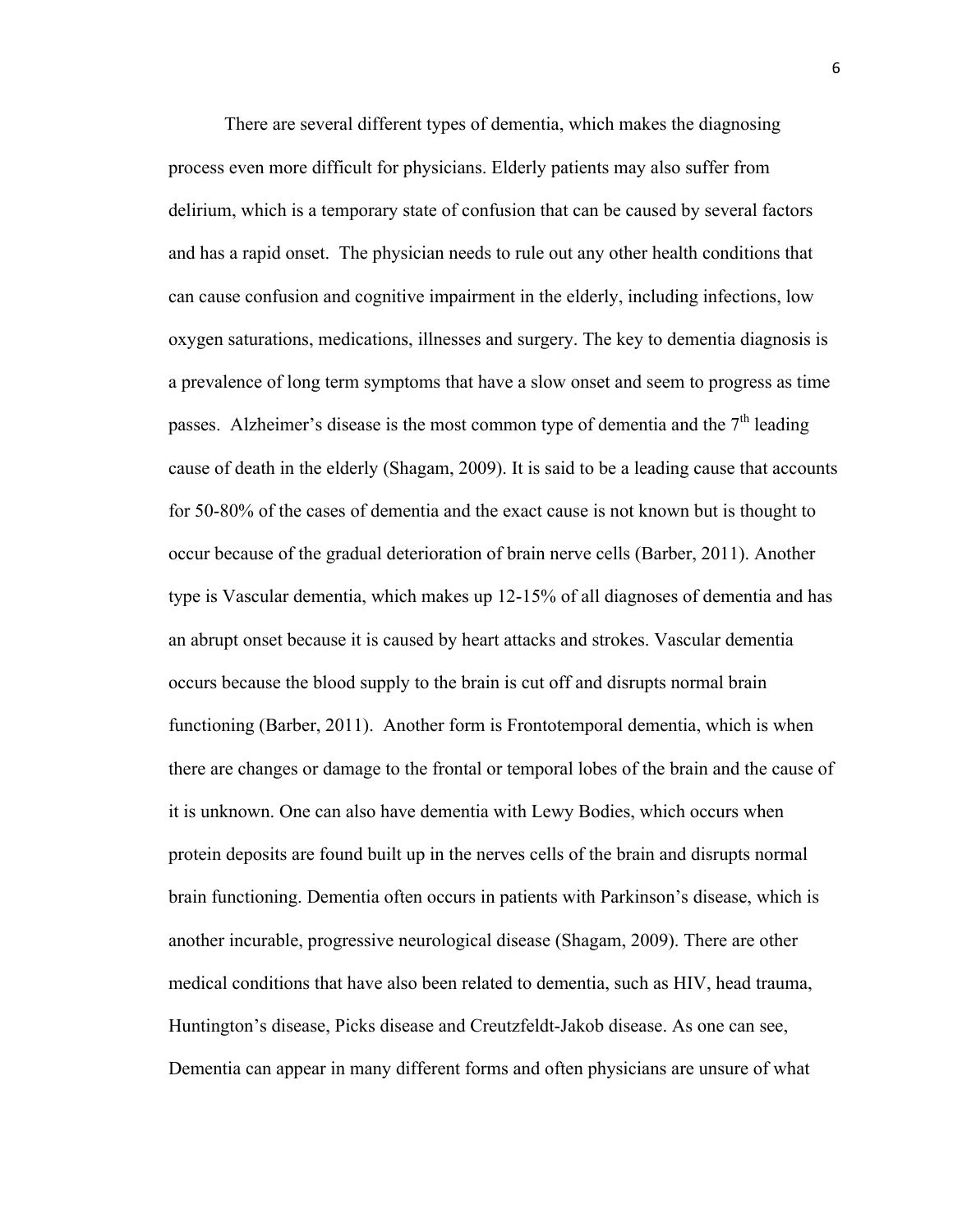There are several different types of dementia, which makes the diagnosing process even more difficult for physicians. Elderly patients may also suffer from delirium, which is a temporary state of confusion that can be caused by several factors and has a rapid onset. The physician needs to rule out any other health conditions that can cause confusion and cognitive impairment in the elderly, including infections, low oxygen saturations, medications, illnesses and surgery. The key to dementia diagnosis is a prevalence of long term symptoms that have a slow onset and seem to progress as time passes. Alzheimer's disease is the most common type of dementia and the 7th leading cause of death in the elderly (Shagam, 2009). It is said to be a leading cause that accounts for 50-80% of the cases of dementia and the exact cause is not known but is thought to occur because of the gradual deterioration of brain nerve cells (Barber, 2011). Another type is Vascular dementia, which makes up 12-15% of all diagnoses of dementia and has an abrupt onset because it is caused by heart attacks and strokes. Vascular dementia occurs because the blood supply to the brain is cut off and disrupts normal brain functioning (Barber, 2011). Another form is Frontotemporal dementia, which is when there are changes or damage to the frontal or temporal lobes of the brain and the cause of it is unknown. One can also have dementia with Lewy Bodies, which occurs when protein deposits are found built up in the nerves cells of the brain and disrupts normal brain functioning. Dementia often occurs in patients with Parkinson's disease, which is another incurable, progressive neurological disease (Shagam, 2009). There are other medical conditions that have also been related to dementia, such as HIV, head trauma, Huntington's disease, Picks disease and Creutzfeldt-Jakob disease. As one can see, Dementia can appear in many different forms and often physicians are unsure of what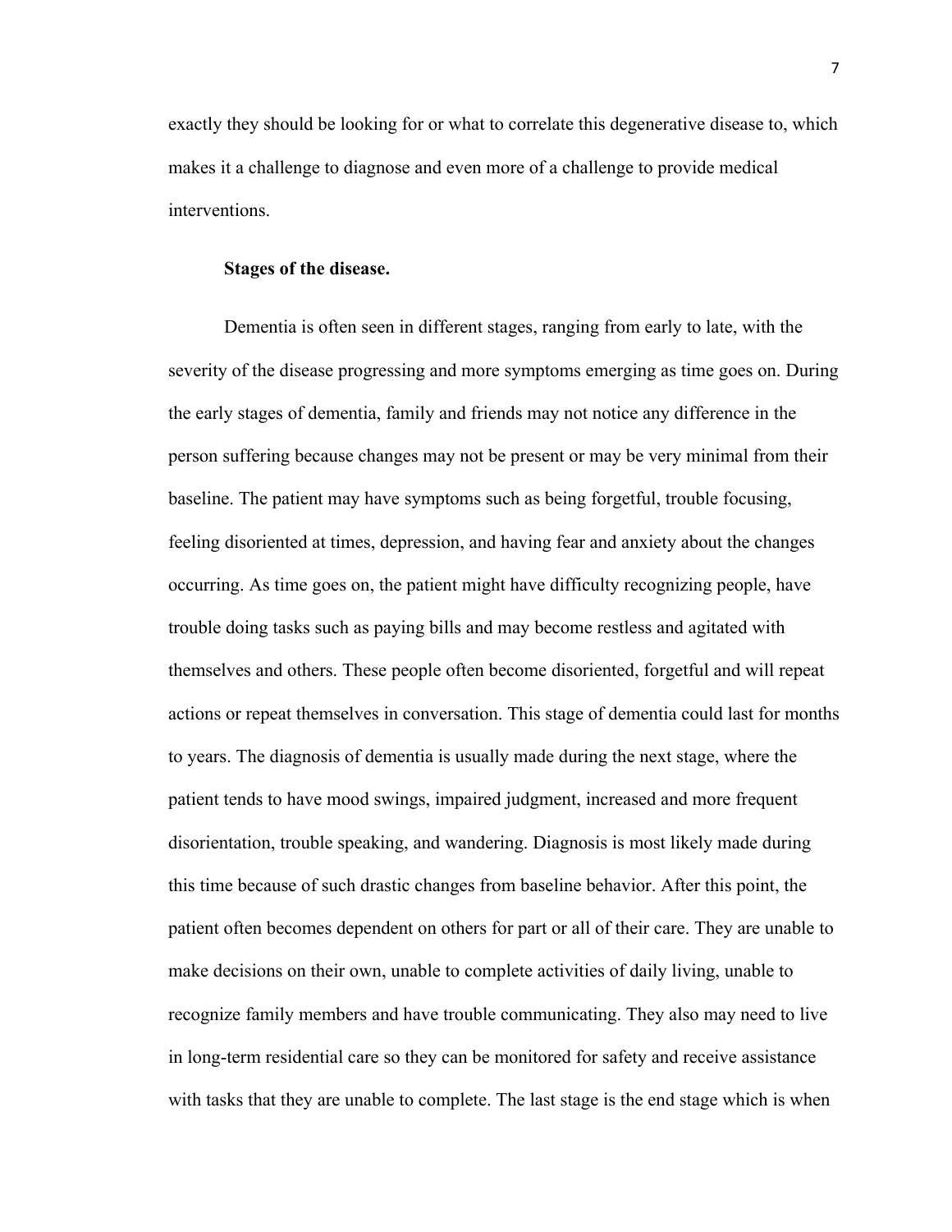exactly they should be looking for or what to correlate this degenerative disease to, which makes it a challenge to diagnose and even more of a challenge to provide medical interventions.

**Stages of the disease.**

Dementia is often seen in different stages, ranging from early to late, with the severity of the disease progressing and more symptoms emerging as time goes on. During the early stages of dementia, family and friends may not notice any difference in the person suffering because changes may not be present or may be very minimal from their baseline. The patient may have symptoms such as being forgetful, trouble focusing, feeling disoriented at times, depression, and having fear and anxiety about the changes occurring. As time goes on, the patient might have difficulty recognizing people, have trouble doing tasks such as paying bills and may become restless and agitated with themselves and others. These people often become disoriented, forgetful and will repeat actions or repeat themselves in conversation. This stage of dementia could last for months to years. The diagnosis of dementia is usually made during the next stage, where the patient tends to have mood swings, impaired judgment, increased and more frequent disorientation, trouble speaking, and wandering. Diagnosis is most likely made during this time because of such drastic changes from baseline behavior. After this point, the patient often becomes dependent on others for part or all of their care. They are unable to make decisions on their own, unable to complete activities of daily living, unable to recognize family members and have trouble communicating. They also may need to live in long-term residential care so they can be monitored for safety and receive assistance with tasks that they are unable to complete. The last stage is the end stage which is when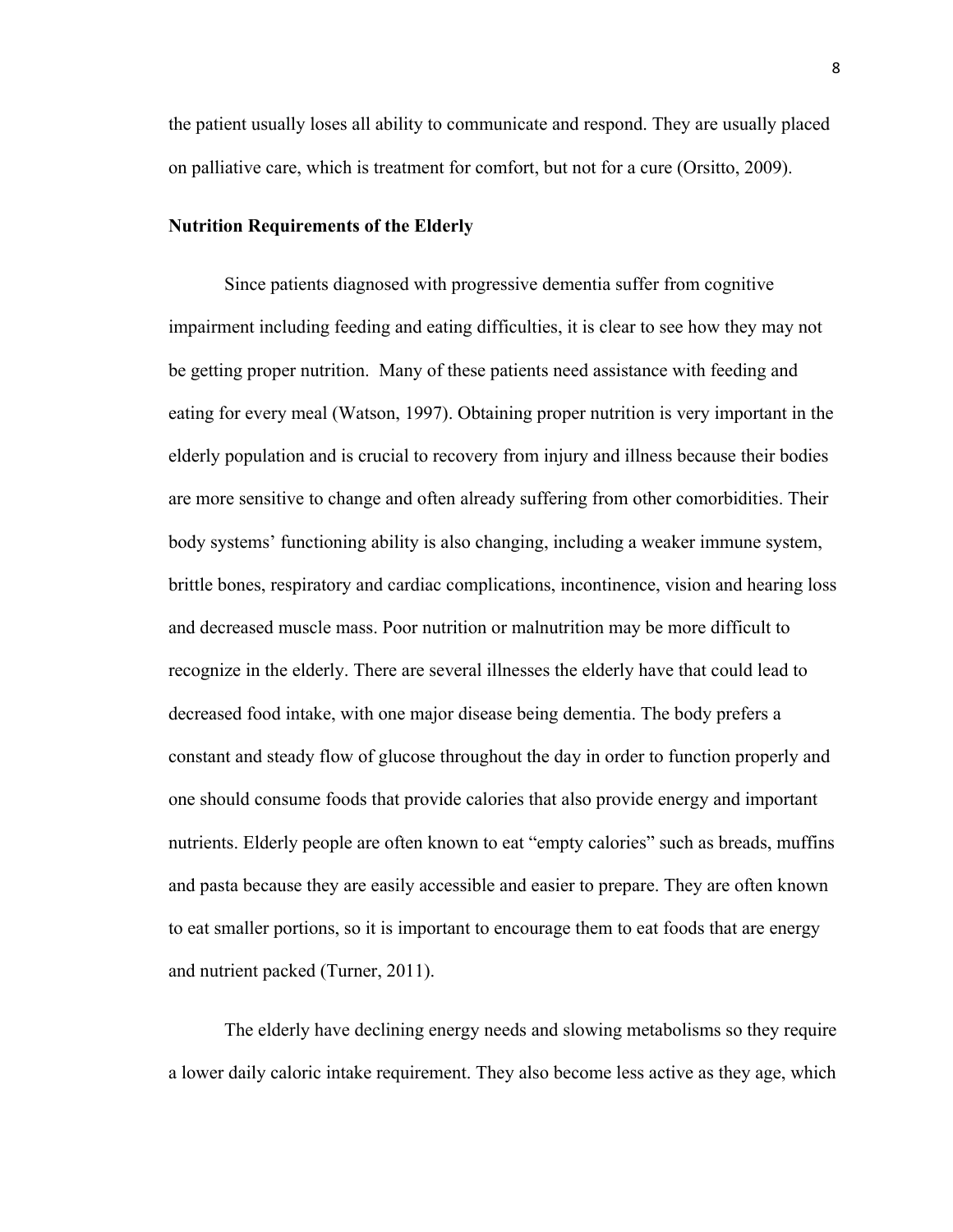the patient usually loses all ability to communicate and respond. They are usually placed on palliative care, which is treatment for comfort, but not for a cure (Orsitto, 2009).

**Nutrition Requirements of the Elderly**

Since patients diagnosed with progressive dementia suffer from cognitive impairment including feeding and eating difficulties, it is clear to see how they may not be getting proper nutrition. Many of these patients need assistance with feeding and eating for every meal (Watson, 1997). Obtaining proper nutrition is very important in the elderly population and is crucial to recovery from injury and illness because their bodies are more sensitive to change and often already suffering from other comorbidities. Their body systems' functioning ability is also changing, including a weaker immune system, brittle bones, respiratory and cardiac complications, incontinence, vision and hearing loss and decreased muscle mass. Poor nutrition or malnutrition may be more difficult to recognize in the elderly. There are several illnesses the elderly have that could lead to decreased food intake, with one major disease being dementia. The body prefers a constant and steady flow of glucose throughout the day in order to function properly and one should consume foods that provide calories that also provide energy and important nutrients. Elderly people are often known to eat "empty calories" such as breads, muffins and pasta because they are easily accessible and easier to prepare. They are often known to eat smaller portions, so it is important to encourage them to eat foods that are energy and nutrient packed (Turner, 2011).

The elderly have declining energy needs and slowing metabolisms so they require a lower daily caloric intake requirement. They also become less active as they age, which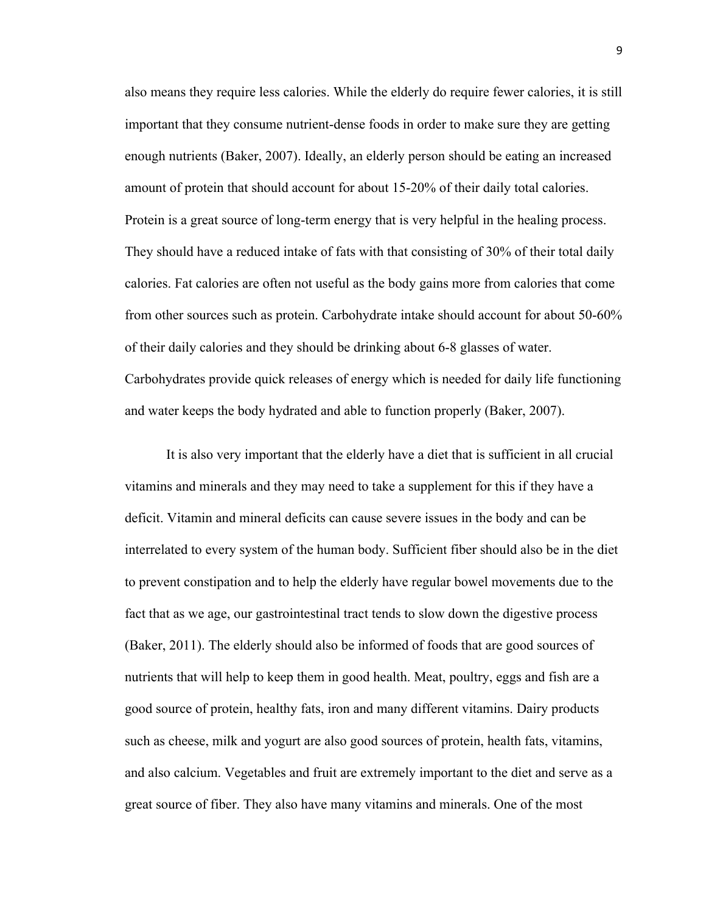also means they require less calories. While the elderly do require fewer calories, it is still important that they consume nutrient-dense foods in order to make sure they are getting enough nutrients (Baker, 2007). Ideally, an elderly person should be eating an increased amount of protein that should account for about 15-20% of their daily total calories. Protein is a great source of long-term energy that is very helpful in the healing process. They should have a reduced intake of fats with that consisting of 30% of their total daily calories. Fat calories are often not useful as the body gains more from calories that come from other sources such as protein. Carbohydrate intake should account for about 50-60% of their daily calories and they should be drinking about 6-8 glasses of water. Carbohydrates provide quick releases of energy which is needed for daily life functioning and water keeps the body hydrated and able to function properly (Baker, 2007).

It is also very important that the elderly have a diet that is sufficient in all crucial vitamins and minerals and they may need to take a supplement for this if they have a deficit. Vitamin and mineral deficits can cause severe issues in the body and can be interrelated to every system of the human body. Sufficient fiber should also be in the diet to prevent constipation and to help the elderly have regular bowel movements due to the fact that as we age, our gastrointestinal tract tends to slow down the digestive process (Baker, 2011). The elderly should also be informed of foods that are good sources of nutrients that will help to keep them in good health. Meat, poultry, eggs and fish are a good source of protein, healthy fats, iron and many different vitamins. Dairy products such as cheese, milk and yogurt are also good sources of protein, health fats, vitamins, and also calcium. Vegetables and fruit are extremely important to the diet and serve as a great source of fiber. They also have many vitamins and minerals. One of the most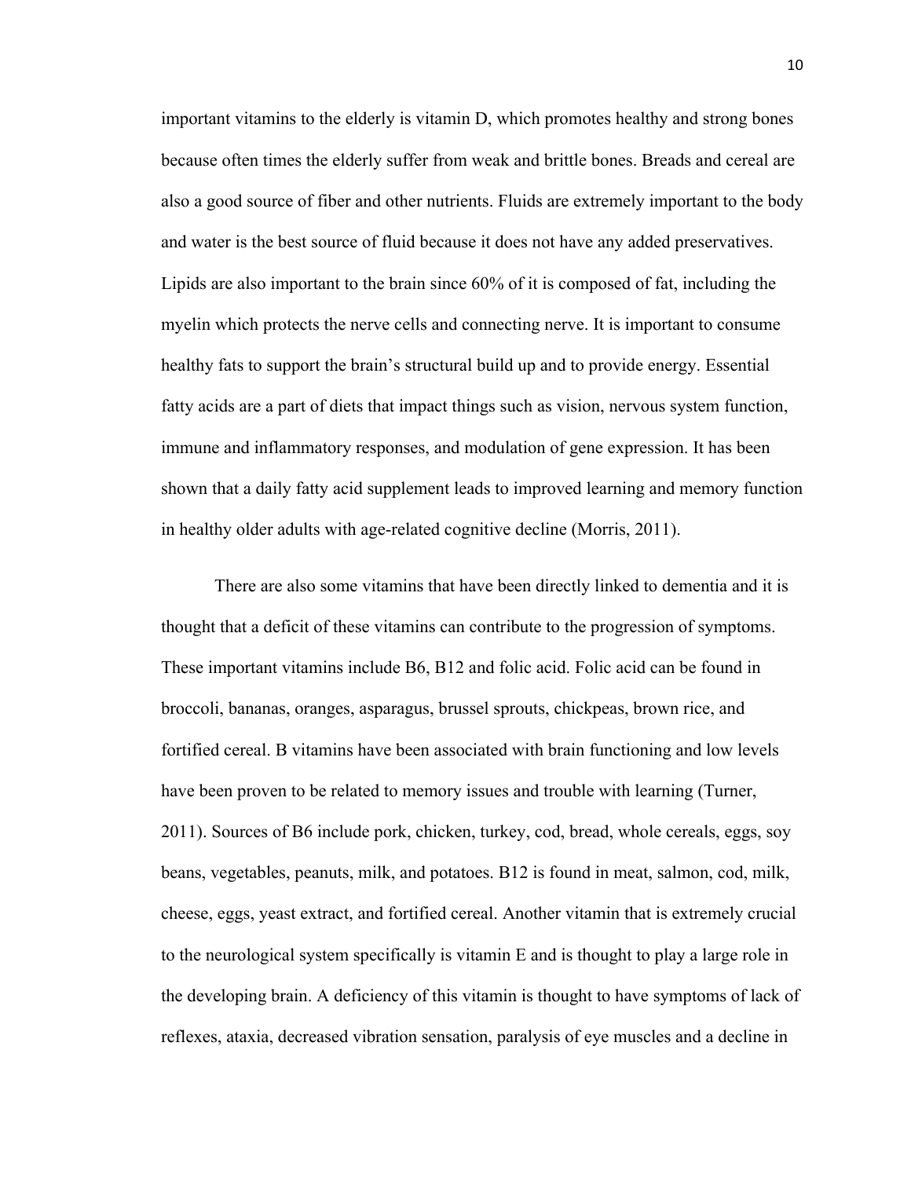important vitamins to the elderly is vitamin D, which promotes healthy and strong bones because often times the elderly suffer from weak and brittle bones. Breads and cereal are also a good source of fiber and other nutrients. Fluids are extremely important to the body and water is the best source of fluid because it does not have any added preservatives. Lipids are also important to the brain since 60% of it is composed of fat, including the myelin which protects the nerve cells and connecting nerve. It is important to consume healthy fats to support the brain's structural build up and to provide energy. Essential fatty acids are a part of diets that impact things such as vision, nervous system function, immune and inflammatory responses, and modulation of gene expression. It has been shown that a daily fatty acid supplement leads to improved learning and memory function in healthy older adults with age-related cognitive decline (Morris, 2011).

There are also some vitamins that have been directly linked to dementia and it is thought that a deficit of these vitamins can contribute to the progression of symptoms. These important vitamins include B6, B12 and folic acid. Folic acid can be found in broccoli, bananas, oranges, asparagus, brussel sprouts, chickpeas, brown rice, and fortified cereal. B vitamins have been associated with brain functioning and low levels have been proven to be related to memory issues and trouble with learning (Turner, 2011). Sources of B6 include pork, chicken, turkey, cod, bread, whole cereals, eggs, soy beans, vegetables, peanuts, milk, and potatoes. B12 is found in meat, salmon, cod, milk, cheese, eggs, yeast extract, and fortified cereal. Another vitamin that is extremely crucial to the neurological system specifically is vitamin E and is thought to play a large role in the developing brain. A deficiency of this vitamin is thought to have symptoms of lack of reflexes, ataxia, decreased vibration sensation, paralysis of eye muscles and a decline in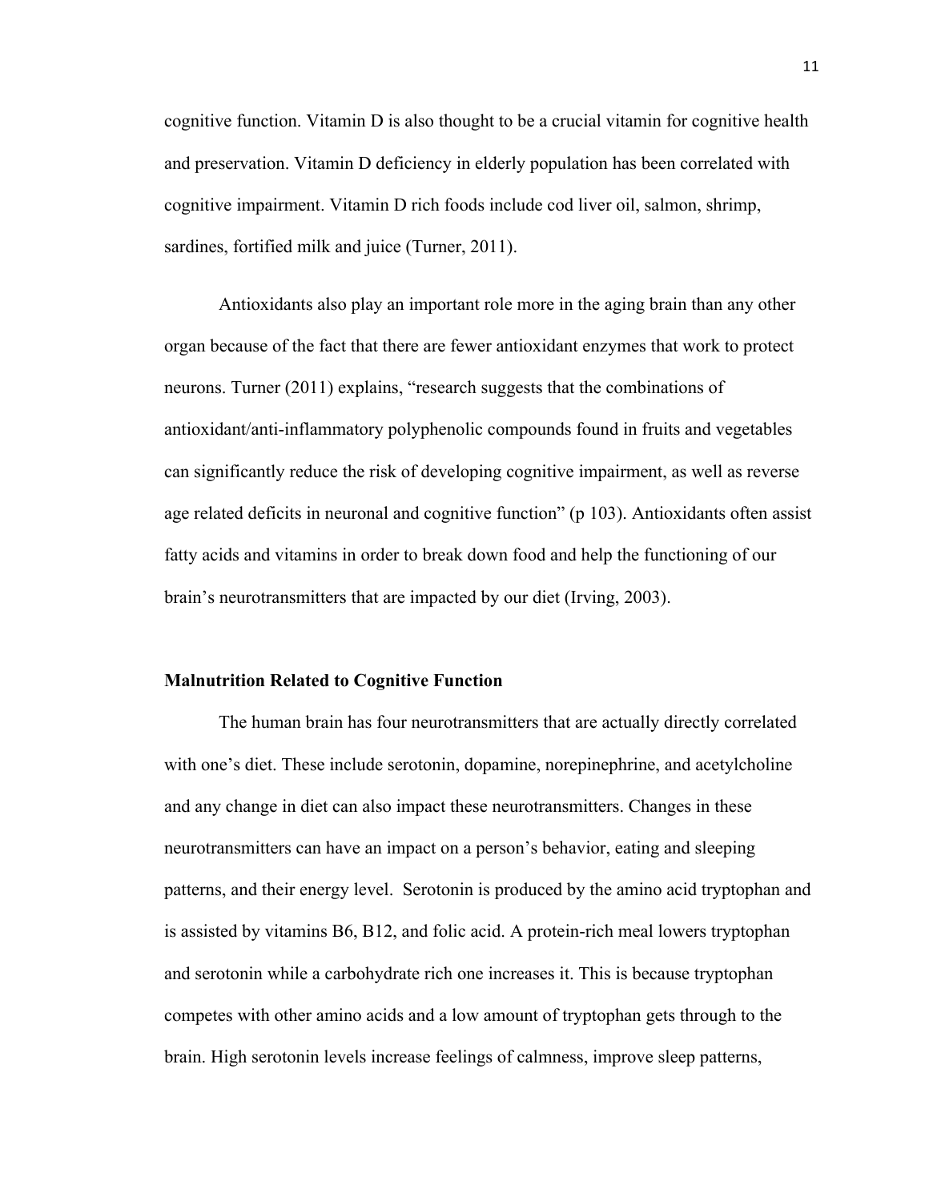cognitive function. Vitamin D is also thought to be a crucial vitamin for cognitive health and preservation. Vitamin D deficiency in elderly population has been correlated with cognitive impairment. Vitamin D rich foods include cod liver oil, salmon, shrimp, sardines, fortified milk and juice (Turner, 2011).

Antioxidants also play an important role more in the aging brain than any other organ because of the fact that there are fewer antioxidant enzymes that work to protect neurons. Turner (2011) explains, "research suggests that the combinations of antioxidant/anti-inflammatory polyphenolic compounds found in fruits and vegetables can significantly reduce the risk of developing cognitive impairment, as well as reverse age related deficits in neuronal and cognitive function" (p 103). Antioxidants often assist fatty acids and vitamins in order to break down food and help the functioning of our brain's neurotransmitters that are impacted by our diet (Irving, 2003).

**Malnutrition Related to Cognitive Function**

The human brain has four neurotransmitters that are actually directly correlated with one's diet. These include serotonin, dopamine, norepinephrine, and acetylcholine and any change in diet can also impact these neurotransmitters. Changes in these neurotransmitters can have an impact on a person's behavior, eating and sleeping patterns, and their energy level.  Serotonin is produced by the amino acid tryptophan and is assisted by vitamins B6, B12, and folic acid. A protein-rich meal lowers tryptophan and serotonin while a carbohydrate rich one increases it. This is because tryptophan competes with other amino acids and a low amount of tryptophan gets through to the brain. High serotonin levels increase feelings of calmness, improve sleep patterns,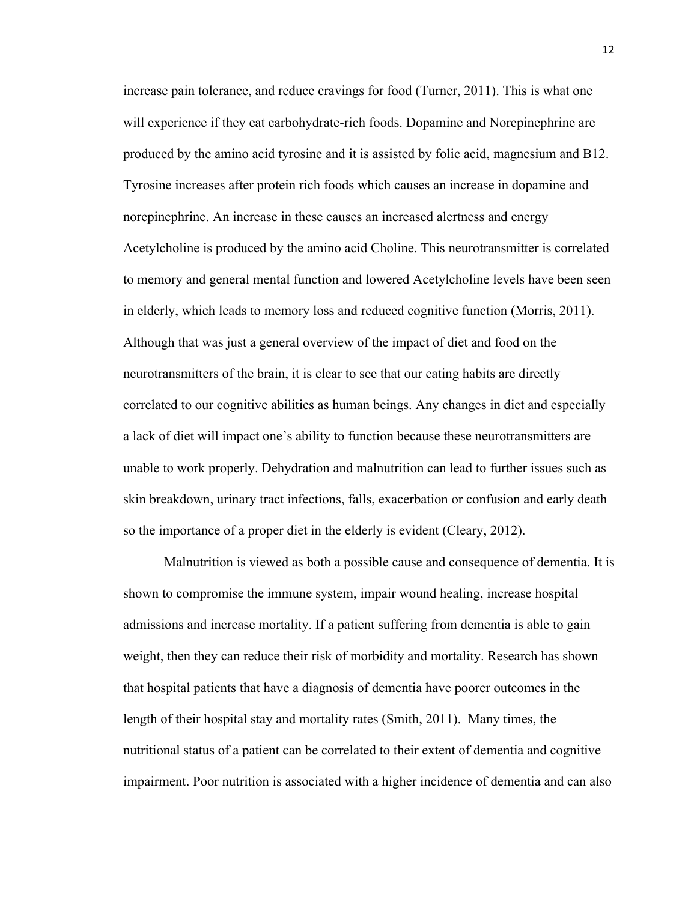increase pain tolerance, and reduce cravings for food (Turner, 2011). This is what one will experience if they eat carbohydrate-rich foods. Dopamine and Norepinephrine are produced by the amino acid tyrosine and it is assisted by folic acid, magnesium and B12. Tyrosine increases after protein rich foods which causes an increase in dopamine and norepinephrine. An increase in these causes an increased alertness and energy Acetylcholine is produced by the amino acid Choline. This neurotransmitter is correlated to memory and general mental function and lowered Acetylcholine levels have been seen in elderly, which leads to memory loss and reduced cognitive function (Morris, 2011). Although that was just a general overview of the impact of diet and food on the neurotransmitters of the brain, it is clear to see that our eating habits are directly correlated to our cognitive abilities as human beings. Any changes in diet and especially a lack of diet will impact one's ability to function because these neurotransmitters are unable to work properly. Dehydration and malnutrition can lead to further issues such as skin breakdown, urinary tract infections, falls, exacerbation or confusion and early death so the importance of a proper diet in the elderly is evident (Cleary, 2012).

Malnutrition is viewed as both a possible cause and consequence of dementia. It is shown to compromise the immune system, impair wound healing, increase hospital admissions and increase mortality. If a patient suffering from dementia is able to gain weight, then they can reduce their risk of morbidity and mortality. Research has shown that hospital patients that have a diagnosis of dementia have poorer outcomes in the length of their hospital stay and mortality rates (Smith, 2011). Many times, the nutritional status of a patient can be correlated to their extent of dementia and cognitive impairment. Poor nutrition is associated with a higher incidence of dementia and can also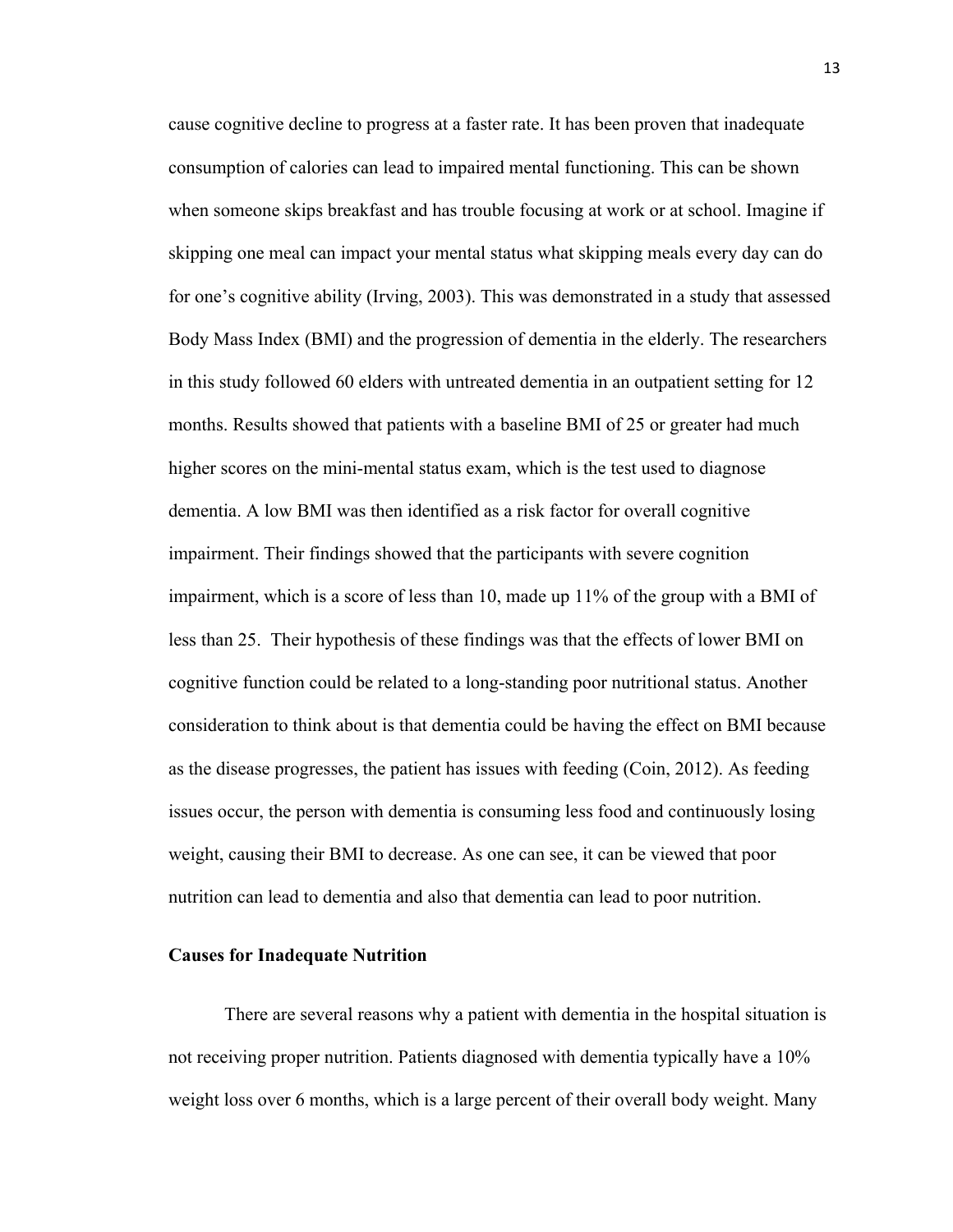cause cognitive decline to progress at a faster rate. It has been proven that inadequate consumption of calories can lead to impaired mental functioning. This can be shown when someone skips breakfast and has trouble focusing at work or at school. Imagine if skipping one meal can impact your mental status what skipping meals every day can do for one's cognitive ability (Irving, 2003). This was demonstrated in a study that assessed Body Mass Index (BMI) and the progression of dementia in the elderly. The researchers in this study followed 60 elders with untreated dementia in an outpatient setting for 12 months. Results showed that patients with a baseline BMI of 25 or greater had much higher scores on the mini-mental status exam, which is the test used to diagnose dementia. A low BMI was then identified as a risk factor for overall cognitive impairment. Their findings showed that the participants with severe cognition impairment, which is a score of less than 10, made up 11% of the group with a BMI of less than 25. Their hypothesis of these findings was that the effects of lower BMI on cognitive function could be related to a long-standing poor nutritional status. Another consideration to think about is that dementia could be having the effect on BMI because as the disease progresses, the patient has issues with feeding (Coin, 2012). As feeding issues occur, the person with dementia is consuming less food and continuously losing weight, causing their BMI to decrease. As one can see, it can be viewed that poor nutrition can lead to dementia and also that dementia can lead to poor nutrition.

**Causes for Inadequate Nutrition**

There are several reasons why a patient with dementia in the hospital situation is not receiving proper nutrition. Patients diagnosed with dementia typically have a 10% weight loss over 6 months, which is a large percent of their overall body weight. Many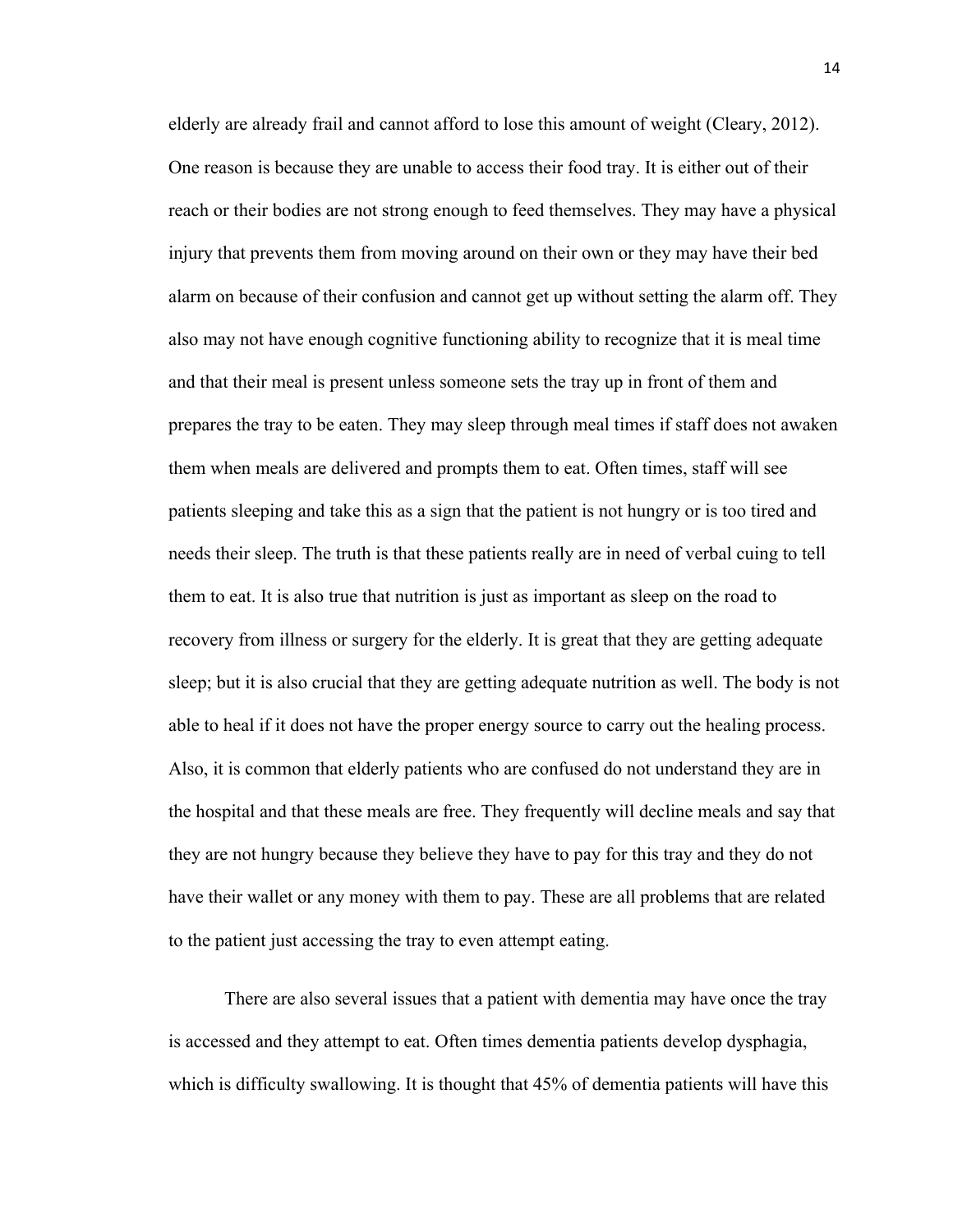elderly are already frail and cannot afford to lose this amount of weight (Cleary, 2012). One reason is because they are unable to access their food tray. It is either out of their reach or their bodies are not strong enough to feed themselves. They may have a physical injury that prevents them from moving around on their own or they may have their bed alarm on because of their confusion and cannot get up without setting the alarm off. They also may not have enough cognitive functioning ability to recognize that it is meal time and that their meal is present unless someone sets the tray up in front of them and prepares the tray to be eaten. They may sleep through meal times if staff does not awaken them when meals are delivered and prompts them to eat. Often times, staff will see patients sleeping and take this as a sign that the patient is not hungry or is too tired and needs their sleep. The truth is that these patients really are in need of verbal cuing to tell them to eat. It is also true that nutrition is just as important as sleep on the road to recovery from illness or surgery for the elderly. It is great that they are getting adequate sleep; but it is also crucial that they are getting adequate nutrition as well. The body is not able to heal if it does not have the proper energy source to carry out the healing process. Also, it is common that elderly patients who are confused do not understand they are in the hospital and that these meals are free. They frequently will decline meals and say that they are not hungry because they believe they have to pay for this tray and they do not have their wallet or any money with them to pay. These are all problems that are related to the patient just accessing the tray to even attempt eating.

There are also several issues that a patient with dementia may have once the tray is accessed and they attempt to eat. Often times dementia patients develop dysphagia, which is difficulty swallowing. It is thought that 45% of dementia patients will have this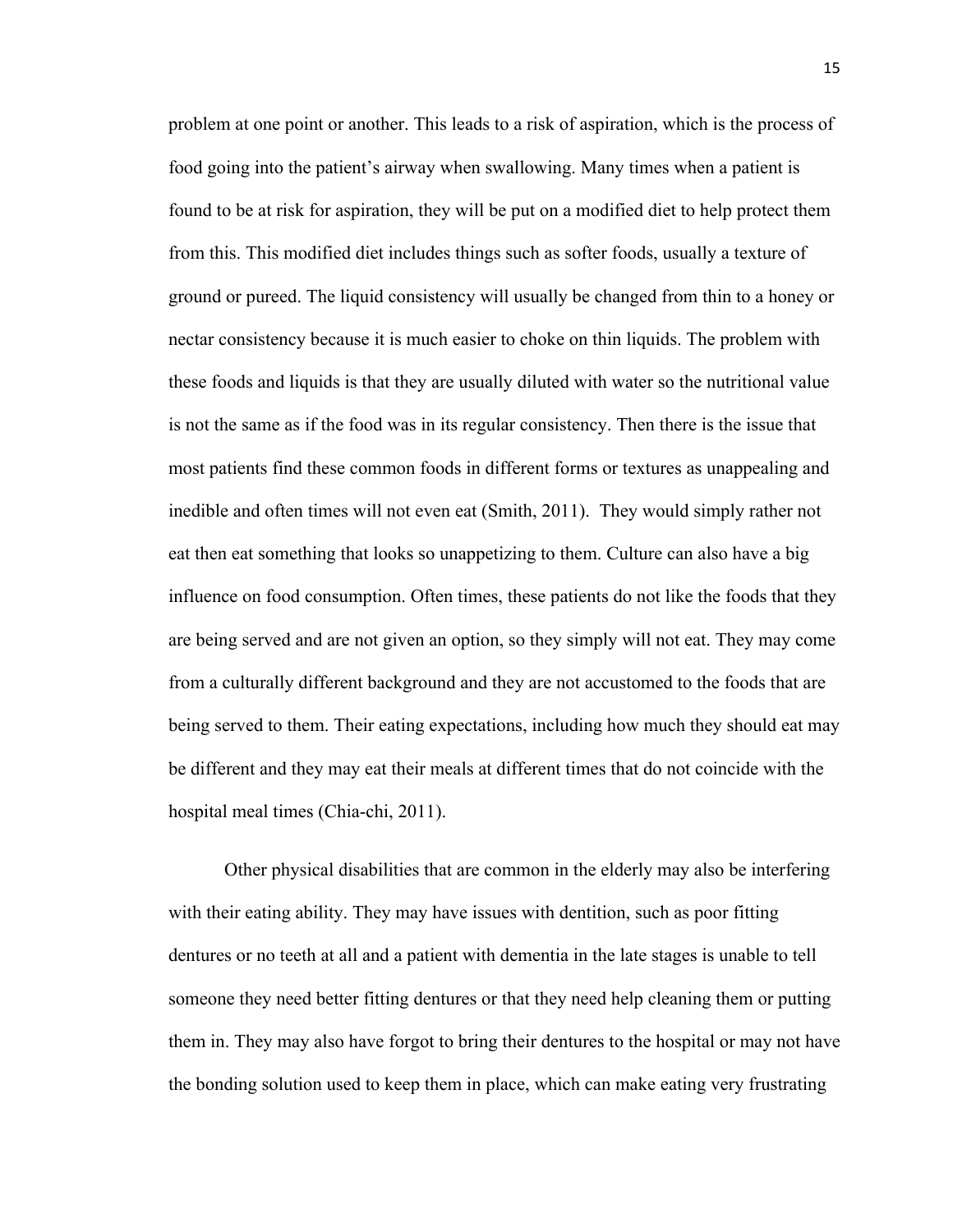problem at one point or another. This leads to a risk of aspiration, which is the process of food going into the patient's airway when swallowing. Many times when a patient is found to be at risk for aspiration, they will be put on a modified diet to help protect them from this. This modified diet includes things such as softer foods, usually a texture of ground or pureed. The liquid consistency will usually be changed from thin to a honey or nectar consistency because it is much easier to choke on thin liquids. The problem with these foods and liquids is that they are usually diluted with water so the nutritional value is not the same as if the food was in its regular consistency. Then there is the issue that most patients find these common foods in different forms or textures as unappealing and inedible and often times will not even eat (Smith, 2011). They would simply rather not eat then eat something that looks so unappetizing to them. Culture can also have a big influence on food consumption. Often times, these patients do not like the foods that they are being served and are not given an option, so they simply will not eat. They may come from a culturally different background and they are not accustomed to the foods that are being served to them. Their eating expectations, including how much they should eat may be different and they may eat their meals at different times that do not coincide with the hospital meal times (Chia-chi, 2011).

Other physical disabilities that are common in the elderly may also be interfering with their eating ability. They may have issues with dentition, such as poor fitting dentures or no teeth at all and a patient with dementia in the late stages is unable to tell someone they need better fitting dentures or that they need help cleaning them or putting them in. They may also have forgot to bring their dentures to the hospital or may not have the bonding solution used to keep them in place, which can make eating very frustrating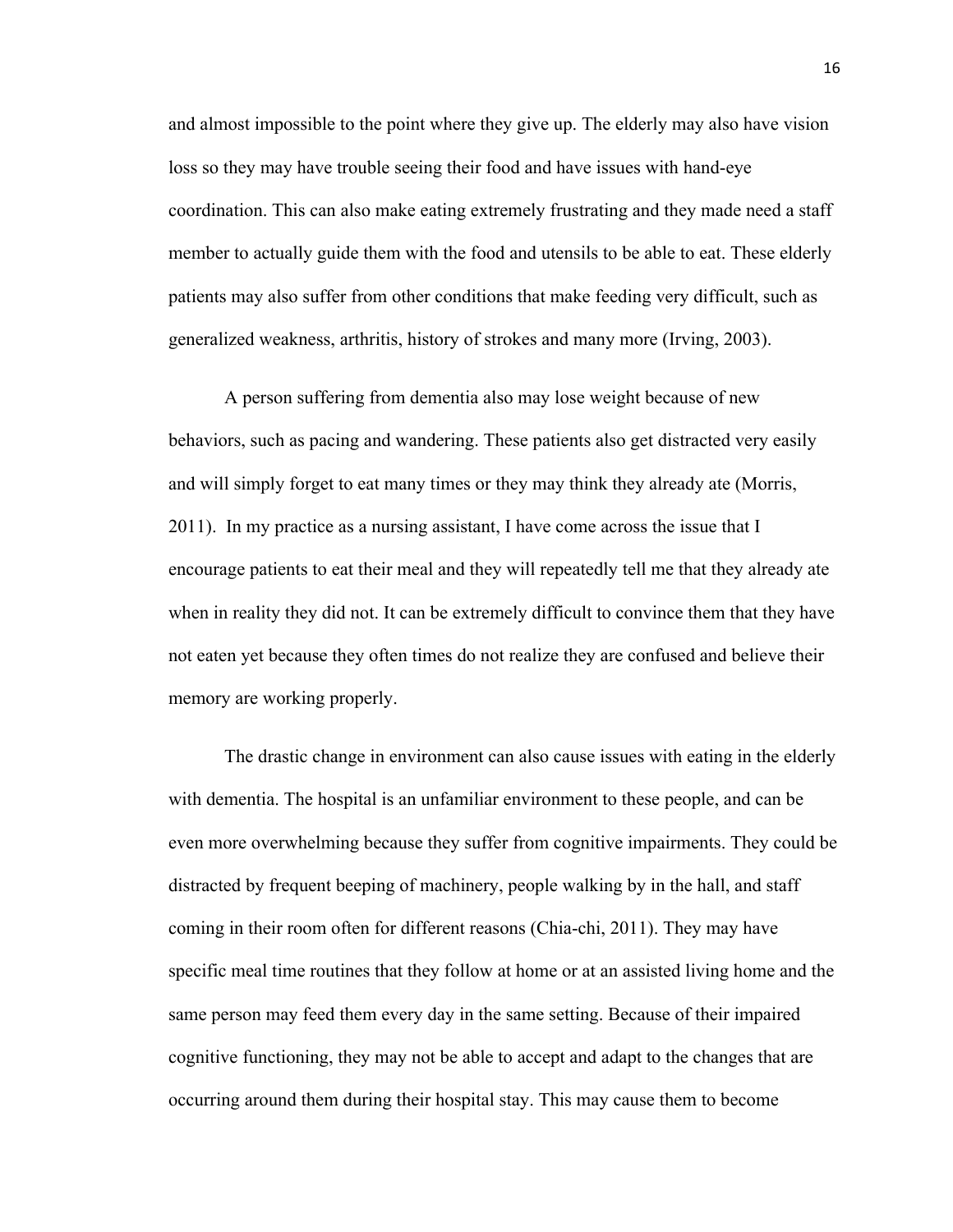and almost impossible to the point where they give up. The elderly may also have vision loss so they may have trouble seeing their food and have issues with hand-eye coordination. This can also make eating extremely frustrating and they made need a staff member to actually guide them with the food and utensils to be able to eat. These elderly patients may also suffer from other conditions that make feeding very difficult, such as generalized weakness, arthritis, history of strokes and many more (Irving, 2003).

A person suffering from dementia also may lose weight because of new behaviors, such as pacing and wandering. These patients also get distracted very easily and will simply forget to eat many times or they may think they already ate (Morris, 2011).  In my practice as a nursing assistant, I have come across the issue that I encourage patients to eat their meal and they will repeatedly tell me that they already ate when in reality they did not. It can be extremely difficult to convince them that they have not eaten yet because they often times do not realize they are confused and believe their memory are working properly.

The drastic change in environment can also cause issues with eating in the elderly with dementia. The hospital is an unfamiliar environment to these people, and can be even more overwhelming because they suffer from cognitive impairments. They could be distracted by frequent beeping of machinery, people walking by in the hall, and staff coming in their room often for different reasons (Chia-chi, 2011). They may have specific meal time routines that they follow at home or at an assisted living home and the same person may feed them every day in the same setting. Because of their impaired cognitive functioning, they may not be able to accept and adapt to the changes that are occurring around them during their hospital stay. This may cause them to become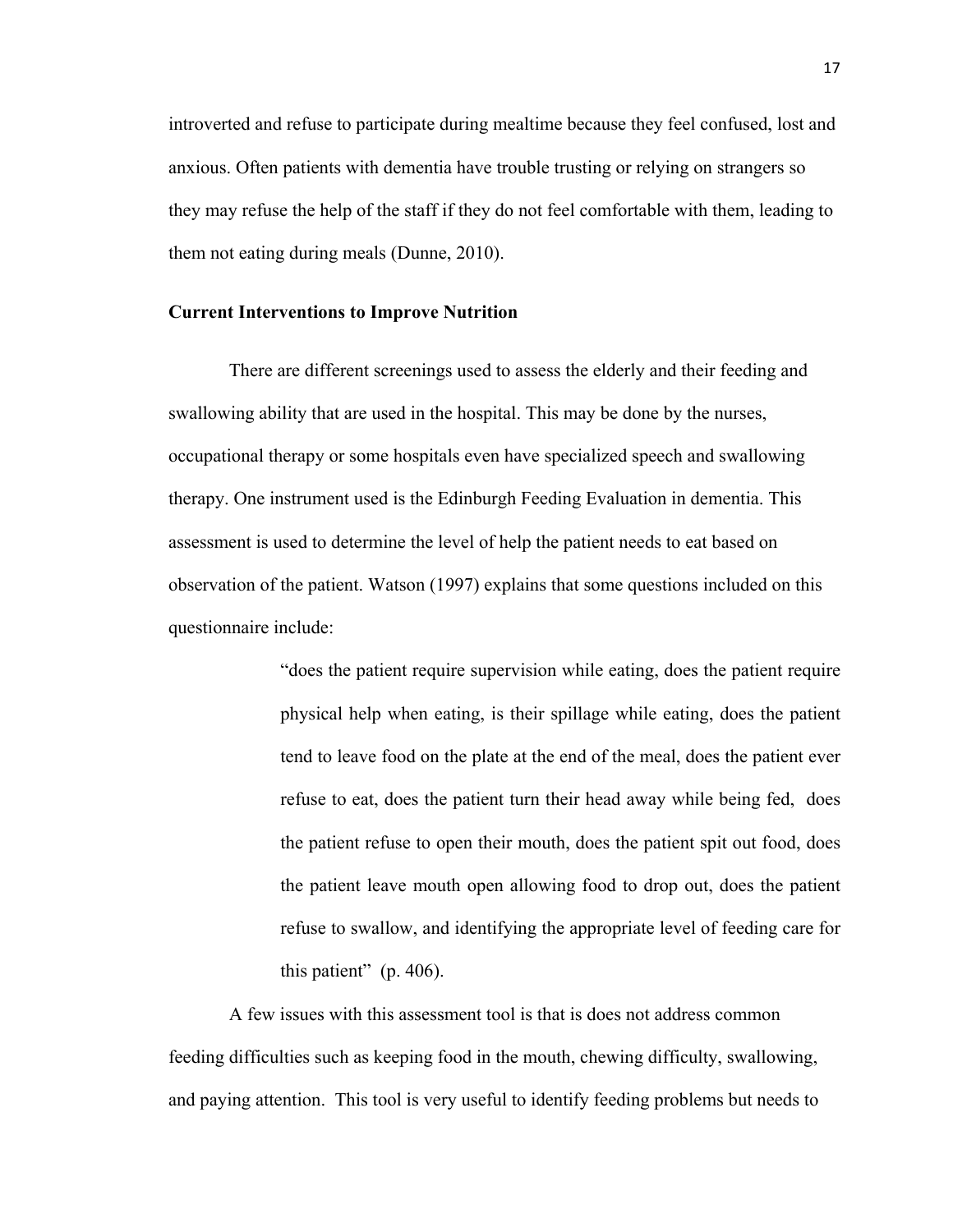introverted and refuse to participate during mealtime because they feel confused, lost and anxious. Often patients with dementia have trouble trusting or relying on strangers so they may refuse the help of the staff if they do not feel comfortable with them, leading to them not eating during meals (Dunne, 2010).

**Current Interventions to Improve Nutrition**

There are different screenings used to assess the elderly and their feeding and swallowing ability that are used in the hospital. This may be done by the nurses, occupational therapy or some hospitals even have specialized speech and swallowing therapy. One instrument used is the Edinburgh Feeding Evaluation in dementia. This assessment is used to determine the level of help the patient needs to eat based on observation of the patient. Watson (1997) explains that some questions included on this questionnaire include:

> "does the patient require supervision while eating, does the patient require physical help when eating, is their spillage while eating, does the patient tend to leave food on the plate at the end of the meal, does the patient ever refuse to eat, does the patient turn their head away while being fed, does the patient refuse to open their mouth, does the patient spit out food, does the patient leave mouth open allowing food to drop out, does the patient refuse to swallow, and identifying the appropriate level of feeding care for this patient" (p. 406).

A few issues with this assessment tool is that is does not address common feeding difficulties such as keeping food in the mouth, chewing difficulty, swallowing, and paying attention. This tool is very useful to identify feeding problems but needs to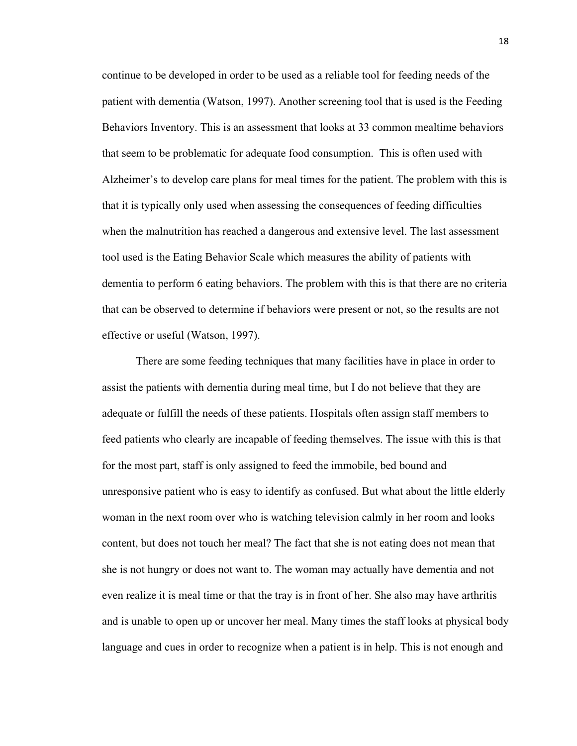continue to be developed in order to be used as a reliable tool for feeding needs of the patient with dementia (Watson, 1997). Another screening tool that is used is the Feeding Behaviors Inventory. This is an assessment that looks at 33 common mealtime behaviors that seem to be problematic for adequate food consumption.  This is often used with Alzheimer's to develop care plans for meal times for the patient. The problem with this is that it is typically only used when assessing the consequences of feeding difficulties when the malnutrition has reached a dangerous and extensive level. The last assessment tool used is the Eating Behavior Scale which measures the ability of patients with dementia to perform 6 eating behaviors. The problem with this is that there are no criteria that can be observed to determine if behaviors were present or not, so the results are not effective or useful (Watson, 1997).

There are some feeding techniques that many facilities have in place in order to assist the patients with dementia during meal time, but I do not believe that they are adequate or fulfill the needs of these patients. Hospitals often assign staff members to feed patients who clearly are incapable of feeding themselves. The issue with this is that for the most part, staff is only assigned to feed the immobile, bed bound and unresponsive patient who is easy to identify as confused. But what about the little elderly woman in the next room over who is watching television calmly in her room and looks content, but does not touch her meal? The fact that she is not eating does not mean that she is not hungry or does not want to. The woman may actually have dementia and not even realize it is meal time or that the tray is in front of her. She also may have arthritis and is unable to open up or uncover her meal. Many times the staff looks at physical body language and cues in order to recognize when a patient is in help. This is not enough and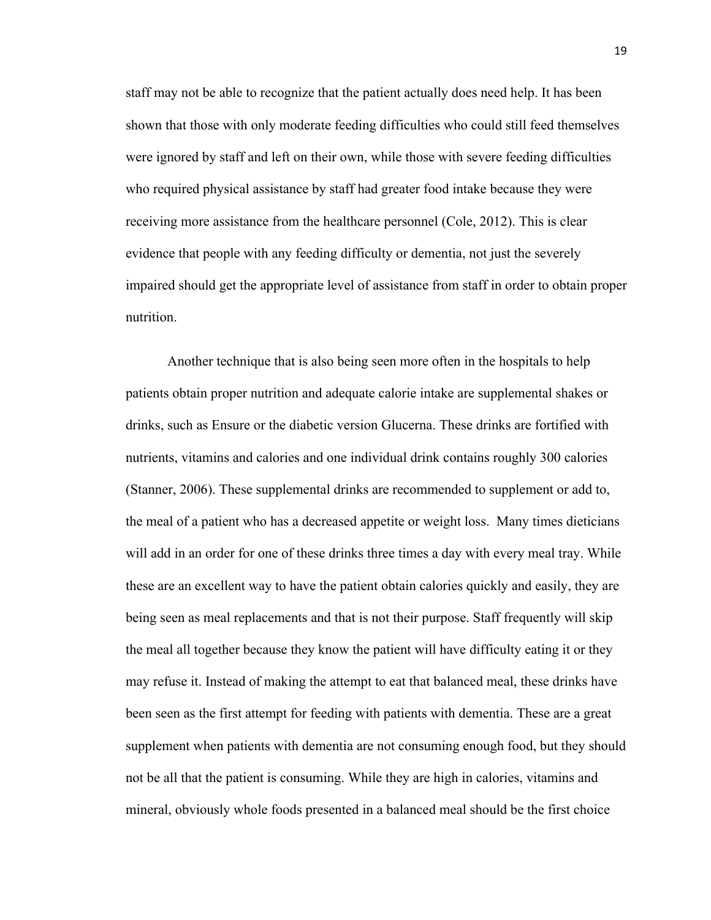staff may not be able to recognize that the patient actually does need help. It has been shown that those with only moderate feeding difficulties who could still feed themselves were ignored by staff and left on their own, while those with severe feeding difficulties who required physical assistance by staff had greater food intake because they were receiving more assistance from the healthcare personnel (Cole, 2012). This is clear evidence that people with any feeding difficulty or dementia, not just the severely impaired should get the appropriate level of assistance from staff in order to obtain proper nutrition.

Another technique that is also being seen more often in the hospitals to help patients obtain proper nutrition and adequate calorie intake are supplemental shakes or drinks, such as Ensure or the diabetic version Glucerna. These drinks are fortified with nutrients, vitamins and calories and one individual drink contains roughly 300 calories (Stanner, 2006). These supplemental drinks are recommended to supplement or add to, the meal of a patient who has a decreased appetite or weight loss.  Many times dieticians will add in an order for one of these drinks three times a day with every meal tray. While these are an excellent way to have the patient obtain calories quickly and easily, they are being seen as meal replacements and that is not their purpose. Staff frequently will skip the meal all together because they know the patient will have difficulty eating it or they may refuse it. Instead of making the attempt to eat that balanced meal, these drinks have been seen as the first attempt for feeding with patients with dementia. These are a great supplement when patients with dementia are not consuming enough food, but they should not be all that the patient is consuming. While they are high in calories, vitamins and mineral, obviously whole foods presented in a balanced meal should be the first choice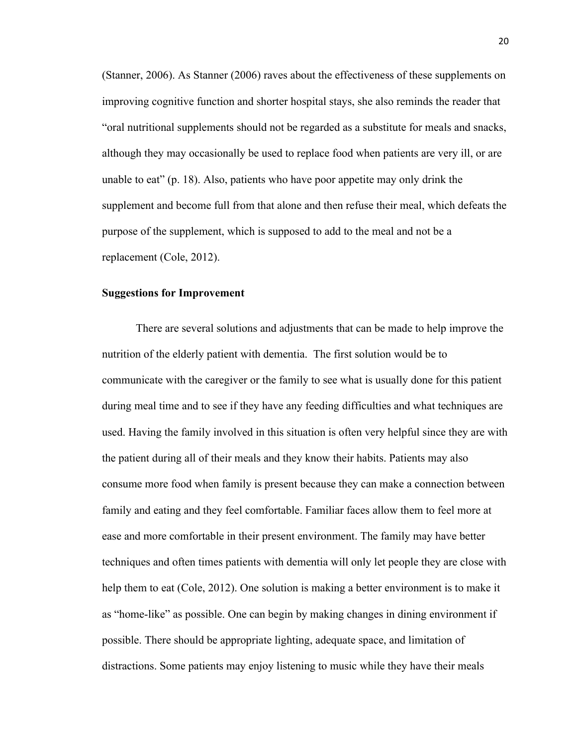(Stanner, 2006). As Stanner (2006) raves about the effectiveness of these supplements on improving cognitive function and shorter hospital stays, she also reminds the reader that "oral nutritional supplements should not be regarded as a substitute for meals and snacks, although they may occasionally be used to replace food when patients are very ill, or are unable to eat" (p. 18). Also, patients who have poor appetite may only drink the supplement and become full from that alone and then refuse their meal, which defeats the purpose of the supplement, which is supposed to add to the meal and not be a replacement (Cole, 2012).

**Suggestions for Improvement**

There are several solutions and adjustments that can be made to help improve the nutrition of the elderly patient with dementia. The first solution would be to communicate with the caregiver or the family to see what is usually done for this patient during meal time and to see if they have any feeding difficulties and what techniques are used. Having the family involved in this situation is often very helpful since they are with the patient during all of their meals and they know their habits. Patients may also consume more food when family is present because they can make a connection between family and eating and they feel comfortable. Familiar faces allow them to feel more at ease and more comfortable in their present environment. The family may have better techniques and often times patients with dementia will only let people they are close with help them to eat (Cole, 2012). One solution is making a better environment is to make it as "home-like" as possible. One can begin by making changes in dining environment if possible. There should be appropriate lighting, adequate space, and limitation of distractions. Some patients may enjoy listening to music while they have their meals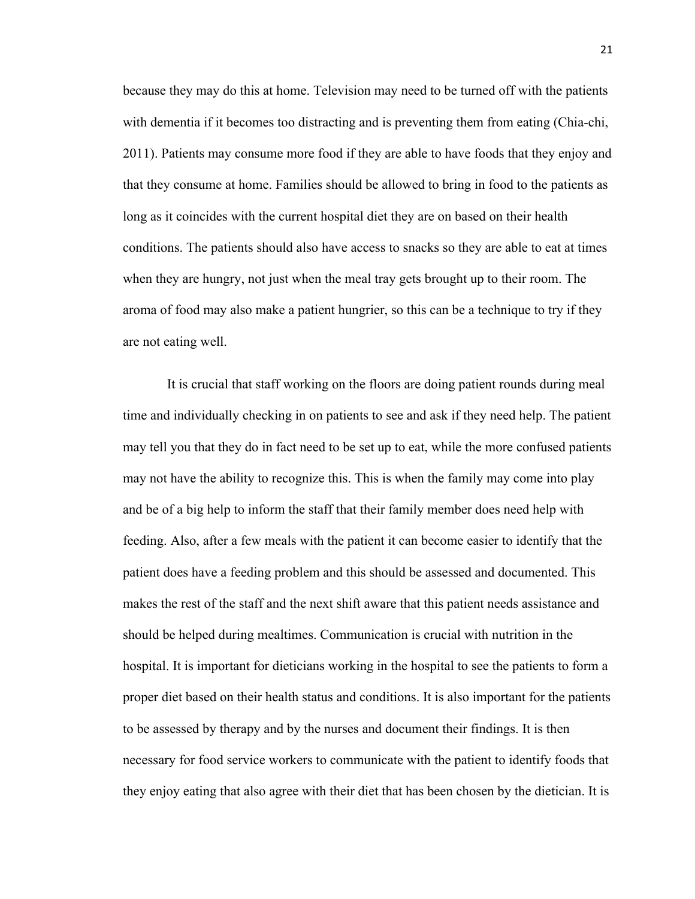because they may do this at home. Television may need to be turned off with the patients with dementia if it becomes too distracting and is preventing them from eating (Chia-chi, 2011). Patients may consume more food if they are able to have foods that they enjoy and that they consume at home. Families should be allowed to bring in food to the patients as long as it coincides with the current hospital diet they are on based on their health conditions. The patients should also have access to snacks so they are able to eat at times when they are hungry, not just when the meal tray gets brought up to their room. The aroma of food may also make a patient hungrier, so this can be a technique to try if they are not eating well.

It is crucial that staff working on the floors are doing patient rounds during meal time and individually checking in on patients to see and ask if they need help. The patient may tell you that they do in fact need to be set up to eat, while the more confused patients may not have the ability to recognize this. This is when the family may come into play and be of a big help to inform the staff that their family member does need help with feeding. Also, after a few meals with the patient it can become easier to identify that the patient does have a feeding problem and this should be assessed and documented. This makes the rest of the staff and the next shift aware that this patient needs assistance and should be helped during mealtimes. Communication is crucial with nutrition in the hospital. It is important for dieticians working in the hospital to see the patients to form a proper diet based on their health status and conditions. It is also important for the patients to be assessed by therapy and by the nurses and document their findings. It is then necessary for food service workers to communicate with the patient to identify foods that they enjoy eating that also agree with their diet that has been chosen by the dietician. It is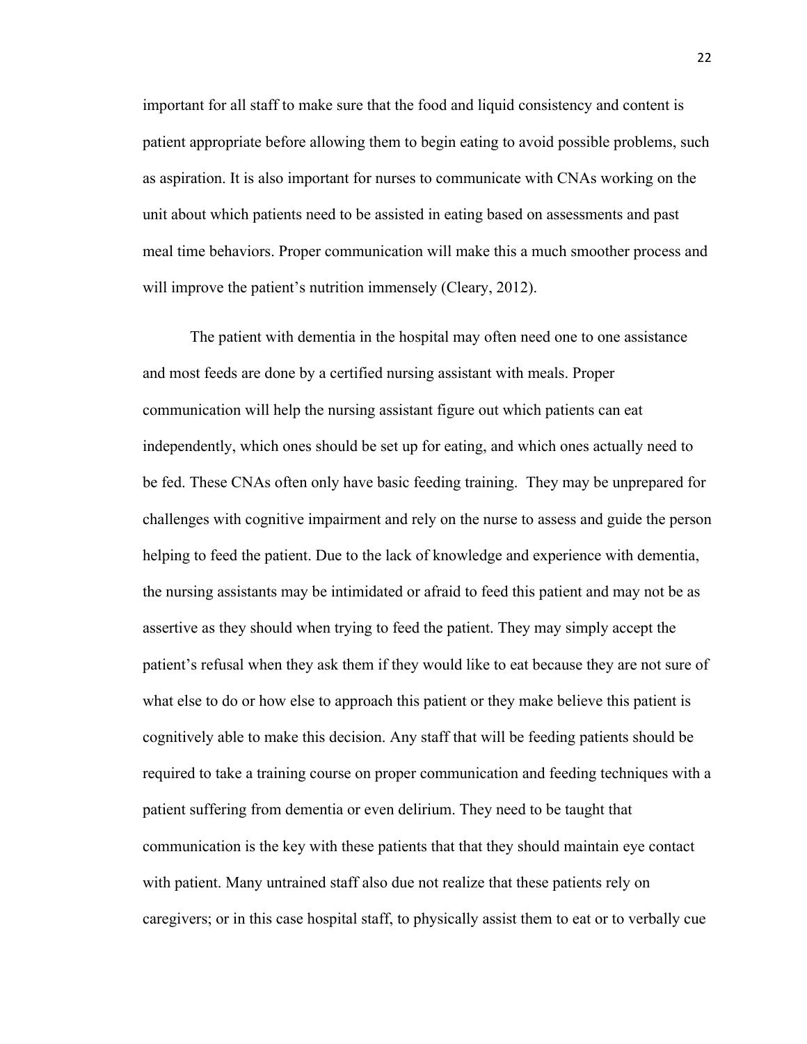important for all staff to make sure that the food and liquid consistency and content is patient appropriate before allowing them to begin eating to avoid possible problems, such as aspiration. It is also important for nurses to communicate with CNAs working on the unit about which patients need to be assisted in eating based on assessments and past meal time behaviors. Proper communication will make this a much smoother process and will improve the patient's nutrition immensely (Cleary, 2012).

The patient with dementia in the hospital may often need one to one assistance and most feeds are done by a certified nursing assistant with meals. Proper communication will help the nursing assistant figure out which patients can eat independently, which ones should be set up for eating, and which ones actually need to be fed. These CNAs often only have basic feeding training.  They may be unprepared for challenges with cognitive impairment and rely on the nurse to assess and guide the person helping to feed the patient. Due to the lack of knowledge and experience with dementia, the nursing assistants may be intimidated or afraid to feed this patient and may not be as assertive as they should when trying to feed the patient. They may simply accept the patient's refusal when they ask them if they would like to eat because they are not sure of what else to do or how else to approach this patient or they make believe this patient is cognitively able to make this decision. Any staff that will be feeding patients should be required to take a training course on proper communication and feeding techniques with a patient suffering from dementia or even delirium. They need to be taught that communication is the key with these patients that that they should maintain eye contact with patient. Many untrained staff also due not realize that these patients rely on caregivers; or in this case hospital staff, to physically assist them to eat or to verbally cue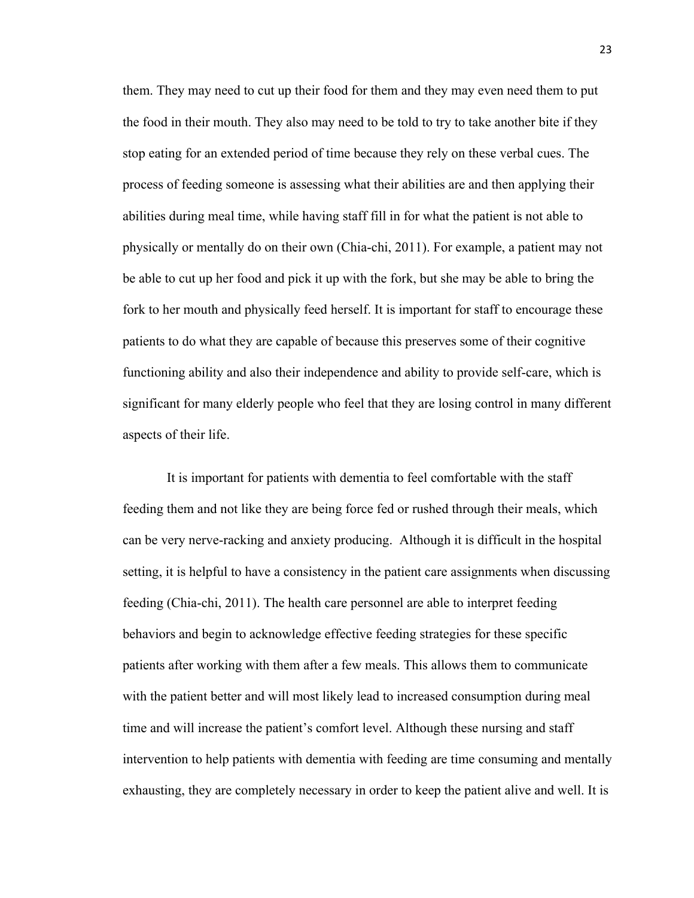them. They may need to cut up their food for them and they may even need them to put the food in their mouth. They also may need to be told to try to take another bite if they stop eating for an extended period of time because they rely on these verbal cues. The process of feeding someone is assessing what their abilities are and then applying their abilities during meal time, while having staff fill in for what the patient is not able to physically or mentally do on their own (Chia-chi, 2011). For example, a patient may not be able to cut up her food and pick it up with the fork, but she may be able to bring the fork to her mouth and physically feed herself. It is important for staff to encourage these patients to do what they are capable of because this preserves some of their cognitive functioning ability and also their independence and ability to provide self-care, which is significant for many elderly people who feel that they are losing control in many different aspects of their life.

It is important for patients with dementia to feel comfortable with the staff feeding them and not like they are being force fed or rushed through their meals, which can be very nerve-racking and anxiety producing. Although it is difficult in the hospital setting, it is helpful to have a consistency in the patient care assignments when discussing feeding (Chia-chi, 2011). The health care personnel are able to interpret feeding behaviors and begin to acknowledge effective feeding strategies for these specific patients after working with them after a few meals. This allows them to communicate with the patient better and will most likely lead to increased consumption during meal time and will increase the patient's comfort level. Although these nursing and staff intervention to help patients with dementia with feeding are time consuming and mentally exhausting, they are completely necessary in order to keep the patient alive and well. It is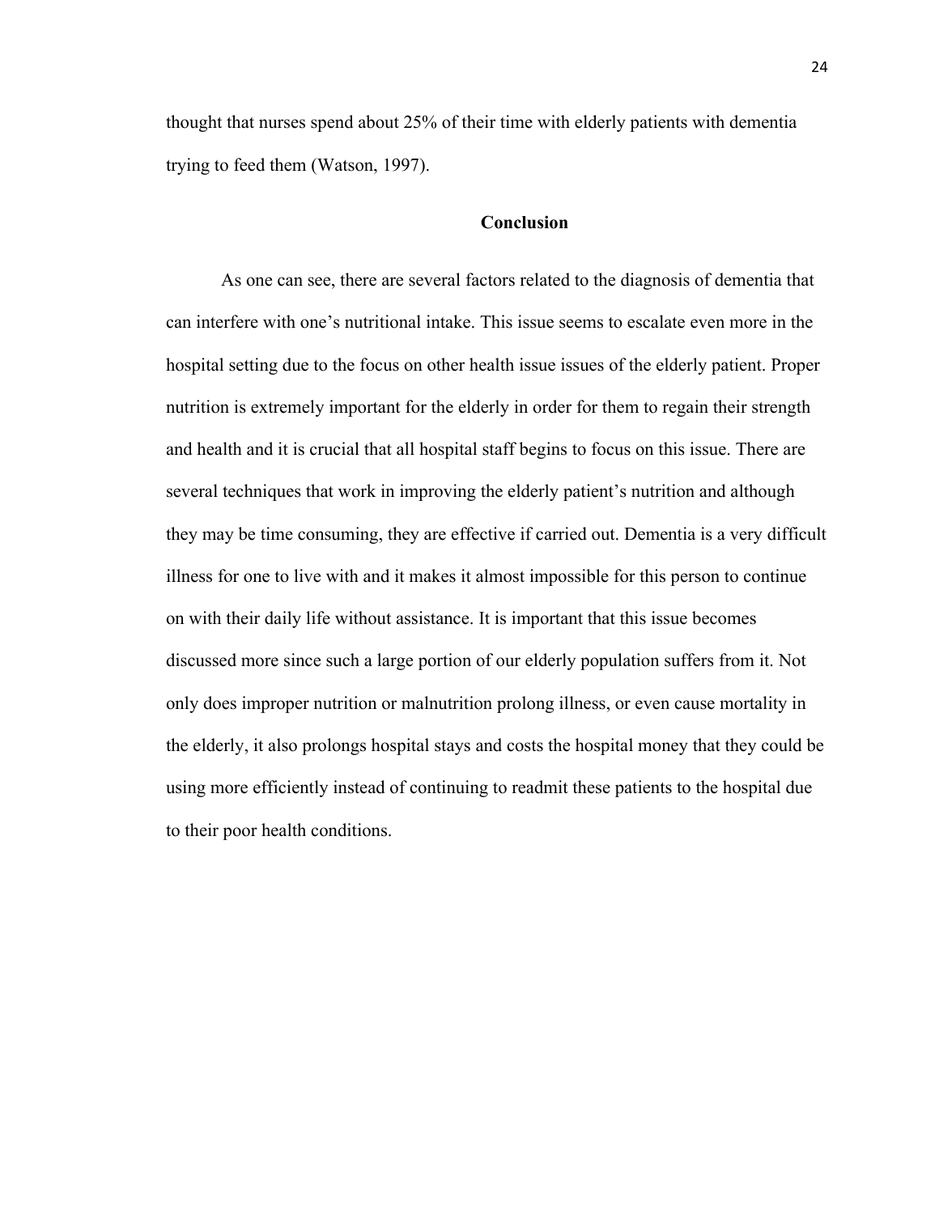thought that nurses spend about 25% of their time with elderly patients with dementia trying to feed them (Watson, 1997).

## Conclusion

As one can see, there are several factors related to the diagnosis of dementia that can interfere with one's nutritional intake. This issue seems to escalate even more in the hospital setting due to the focus on other health issue issues of the elderly patient. Proper nutrition is extremely important for the elderly in order for them to regain their strength and health and it is crucial that all hospital staff begins to focus on this issue. There are several techniques that work in improving the elderly patient's nutrition and although they may be time consuming, they are effective if carried out. Dementia is a very difficult illness for one to live with and it makes it almost impossible for this person to continue on with their daily life without assistance. It is important that this issue becomes discussed more since such a large portion of our elderly population suffers from it. Not only does improper nutrition or malnutrition prolong illness, or even cause mortality in the elderly, it also prolongs hospital stays and costs the hospital money that they could be using more efficiently instead of continuing to readmit these patients to the hospital due to their poor health conditions.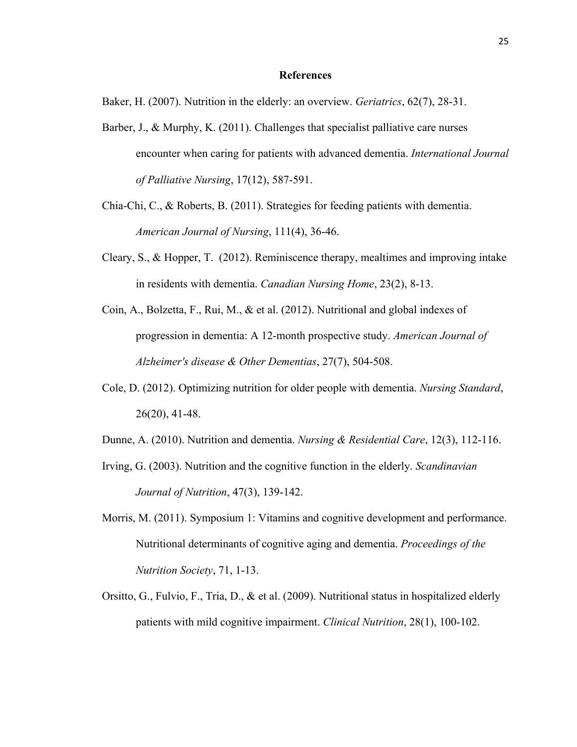# References

Baker, H. (2007). Nutrition in the elderly: an overview. *Geriatrics*, 62(7), 28-31.

Barber, J., & Murphy, K. (2011). Challenges that specialist palliative care nurses encounter when caring for patients with advanced dementia. *International Journal of Palliative Nursing*, 17(12), 587-591.

Chia-Chi, C., & Roberts, B. (2011). Strategies for feeding patients with dementia. *American Journal of Nursing*, 111(4), 36-46.

Cleary, S., & Hopper, T. (2012). Reminiscence therapy, mealtimes and improving intake in residents with dementia. *Canadian Nursing Home*, 23(2), 8-13.

Coin, A., Bolzetta, F., Rui, M., & et al. (2012). Nutritional and global indexes of progression in dementia: A 12-month prospective study. *American Journal of Alzheimer's disease & Other Dementias*, 27(7), 504-508.

Cole, D. (2012). Optimizing nutrition for older people with dementia. *Nursing Standard*, 26(20), 41-48.

Dunne, A. (2010). Nutrition and dementia. *Nursing & Residential Care*, 12(3), 112-116.

Irving, G. (2003). Nutrition and the cognitive function in the elderly. *Scandinavian Journal of Nutrition*, 47(3), 139-142.

Morris, M. (2011). Symposium 1: Vitamins and cognitive development and performance. Nutritional determinants of cognitive aging and dementia. *Proceedings of the Nutrition Society*, 71, 1-13.

Orsitto, G., Fulvio, F., Tria, D., & et al. (2009). Nutritional status in hospitalized elderly patients with mild cognitive impairment. *Clinical Nutrition*, 28(1), 100-102.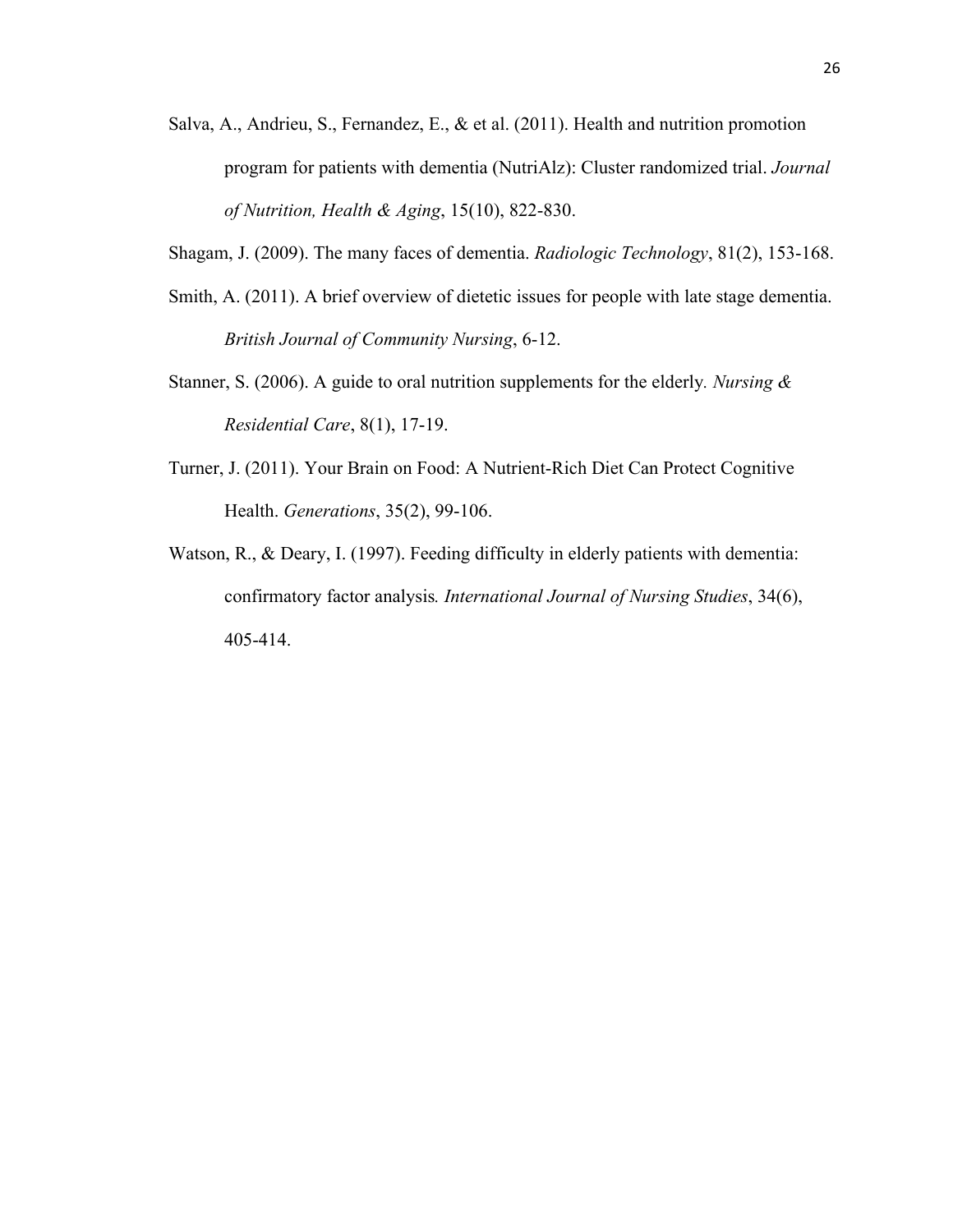Salva, A., Andrieu, S., Fernandez, E., & et al. (2011). Health and nutrition promotion program for patients with dementia (NutriAlz): Cluster randomized trial. *Journal of Nutrition, Health & Aging*, 15(10), 822-830.

Shagam, J. (2009). The many faces of dementia. *Radiologic Technology*, 81(2), 153-168.

Smith, A. (2011). A brief overview of dietetic issues for people with late stage dementia. *British Journal of Community Nursing*, 6-12.

Stanner, S. (2006). A guide to oral nutrition supplements for the elderly. *Nursing & Residential Care*, 8(1), 17-19.

Turner, J. (2011). Your Brain on Food: A Nutrient-Rich Diet Can Protect Cognitive Health. *Generations*, 35(2), 99-106.

Watson, R., & Deary, I. (1997). Feeding difficulty in elderly patients with dementia: confirmatory factor analysis. *International Journal of Nursing Studies*, 34(6), 405-414.